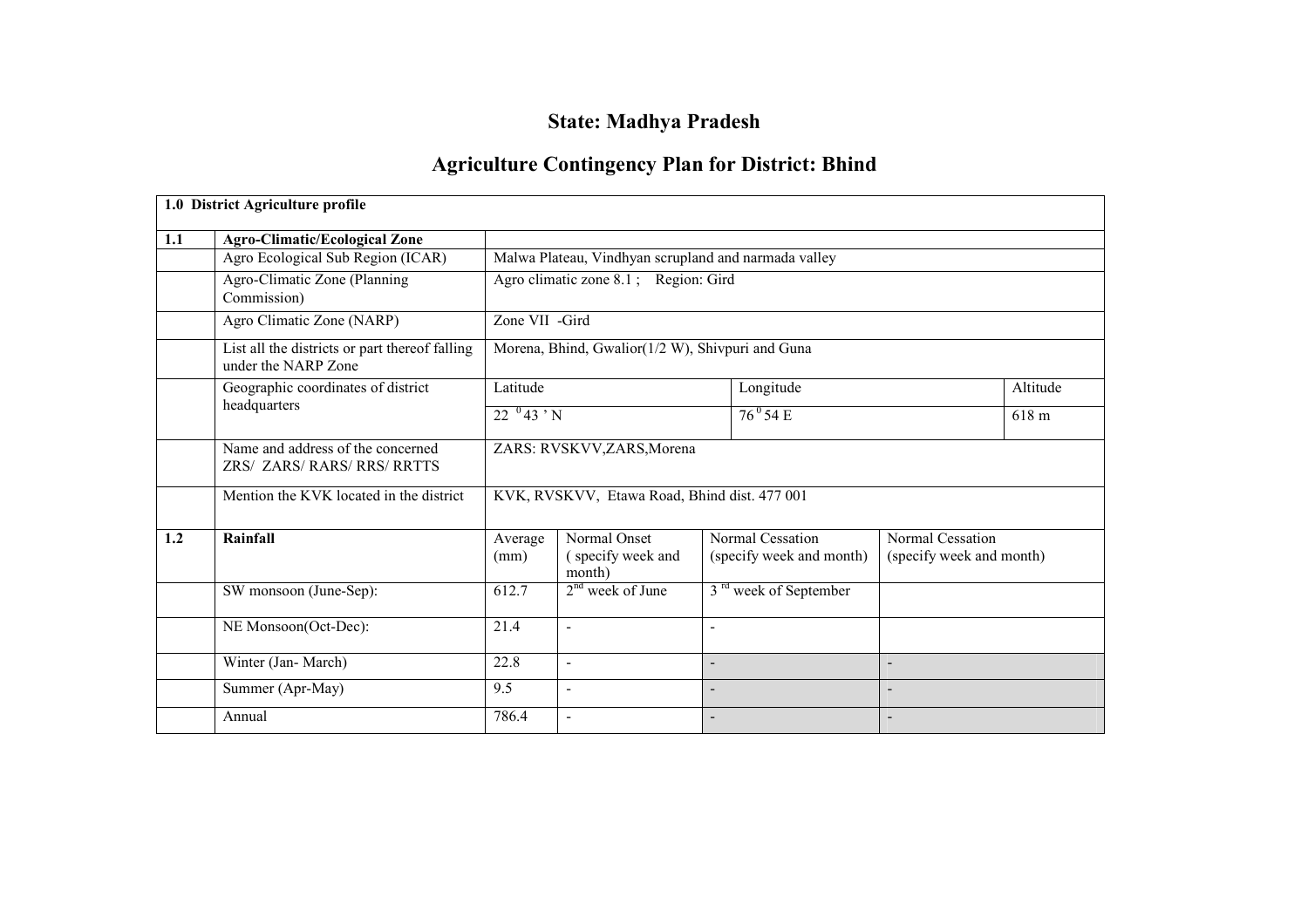# State: Madhya Pradesh

## Agriculture Contingency Plan for District: Bhind

| 1.0 District Agriculture profile | | | | | | |
|---|---|---|---|---|---|---|
| **1.1** | **Agro-Climatic/Ecological Zone** | | | | | |
| | Agro Ecological Sub Region (ICAR) | Malwa Plateau, Vindhyan scrupland and narmada valley | | | | |
| | Agro-Climatic Zone (Planning Commission) | Agro climatic zone 8.1 ; Region: Gird | | | | |
| | Agro Climatic Zone (NARP) | Zone VII -Gird | | | | |
| | List all the districts or part thereof falling under the NARP Zone | Morena, Bhind, Gwalior(1/2 W), Shivpuri and Guna | | | | |
| | Geographic coordinates of district headquarters | Latitude | | Longitude | | Altitude |
| | | 22 $^{0}$43 ' N | | 76$^{0}$54 E | | 618 m |
| | Name and address of the concerned ZRS/ ZARS/ RARS/ RRS/ RRTTS | ZARS: RVSKVV,ZARS,Morena | | | | |
| | Mention the KVK located in the district | KVK, RVSKVV, Etawa Road, Bhind dist. 477 001 | | | | |
| **1.2** | **Rainfall** | Average (mm) | Normal Onset ( specify week and month) | Normal Cessation (specify week and month) | Normal Cessation (specify week and month) | |
| | SW monsoon (June-Sep): | 612.7 | 2$^{nd}$ week of June | 3$^{rd}$ week of September | | |
| | NE Monsoon(Oct-Dec): | 21.4 | - | - | | |
| | Winter (Jan- March) | 22.8 | - | - | - | |
| | Summer (Apr-May) | 9.5 | - | - | - | |
| | Annual | 786.4 | - | - | - | |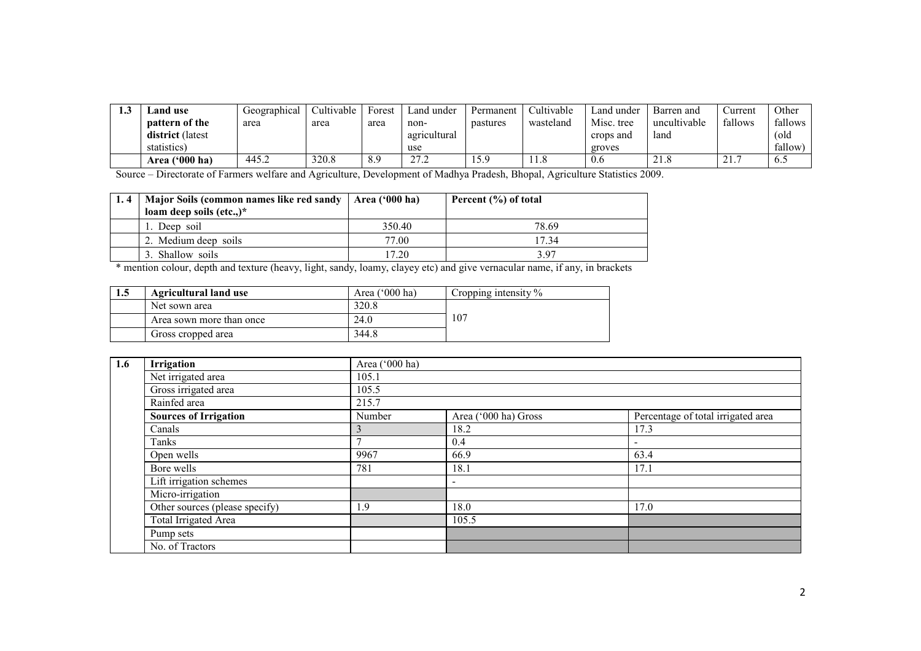| 1.3 | Land use pattern of the district (latest statistics) | Geographical area | Cultivable area | Forest area | Land under non-agricultural use | Permanent pastures | Cultivable wasteland | Land under Misc. tree crops and groves | Barren and uncultivable land | Current fallows | Other fallows (old fallow) |
|---|---|---|---|---|---|---|---|---|---|---|---|
| | Area ('000 ha) | 445.2 | 320.8 | 8.9 | 27.2 | 15.9 | 11.8 | 0.6 | 21.8 | 21.7 | 6.5 |

Source – Directorate of Farmers welfare and Agriculture, Development of Madhya Pradesh, Bhopal, Agriculture Statistics 2009.

| 1. 4 | Major Soils (common names like red sandy loam deep soils (etc.,)* | Area ('000 ha) | Percent (%) of total |
|---|---|---|---|
| | 1. Deep soil | 350.40 | 78.69 |
| | 2. Medium deep soils | 77.00 | 17.34 |
| | 3. Shallow soils | 17.20 | 3.97 |

* mention colour, depth and texture (heavy, light, sandy, loamy, clayey etc) and give vernacular name, if any, in brackets

| 1.5 | Agricultural land use | Area ('000 ha) | Cropping intensity % |
|---|---|---|---|
| | Net sown area | 320.8 | 107 |
| | Area sown more than once | 24.0 | |
| | Gross cropped area | 344.8 | |

| 1.6 | Irrigation | Area ('000 ha) | | |
|---|---|---|---|---|
| | Net irrigated area | 105.1 | | |
| | Gross irrigated area | 105.5 | | |
| | Rainfed area | 215.7 | | |
| | **Sources of Irrigation** | Number | Area ('000 ha) Gross | Percentage of total irrigated area |
| | Canals | 3 | 18.2 | 17.3 |
| | Tanks | 7 | 0.4 | - |
| | Open wells | 9967 | 66.9 | 63.4 |
| | Bore wells | 781 | 18.1 | 17.1 |
| | Lift irrigation schemes | | - | |
| | Micro-irrigation | | | |
| | Other sources (please specify) | 1.9 | 18.0 | 17.0 |
| | Total Irrigated Area | | 105.5 | |
| | Pump sets | | | |
| | No. of Tractors | | | |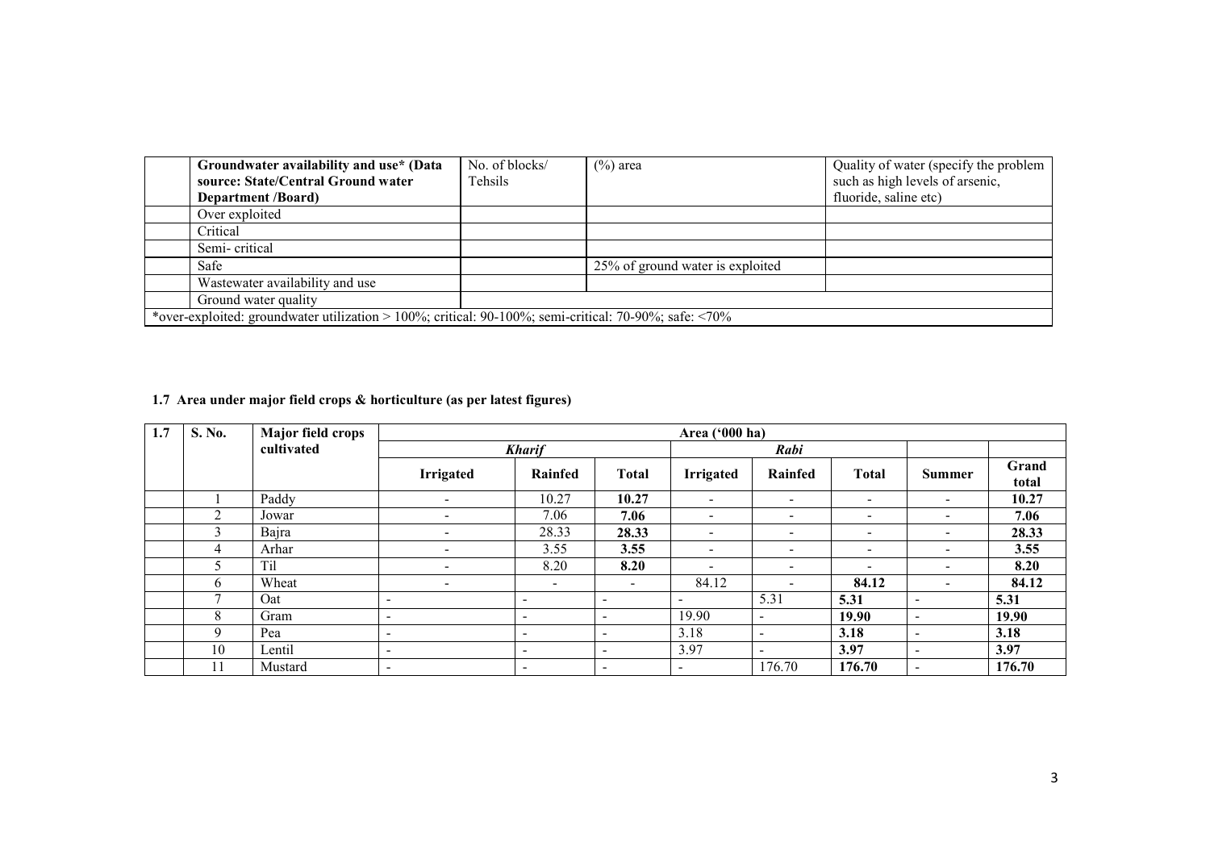| | Groundwater availability and use* (Data source: State/Central Ground water Department /Board) | No. of blocks/ Tehsils | (%) area | Quality of water (specify the problem such as high levels of arsenic, fluoride, saline etc) |
|---|---|---|---|---|
| | Over exploited | | | |
| | Critical | | | |
| | Semi- critical | | | |
| | Safe | | 25% of ground water is exploited | |
| | Wastewater availability and use | | | |
| | Ground water quality | | | |
| *over-exploited: groundwater utilization > 100%; critical: 90-100%; semi-critical: 70-90%; safe: <70% | | | | |

**1.7 Area under major field crops & horticulture (as per latest figures)**

| 1.7 | S. No. | Major field crops cultivated | Area ('000 ha) | | | | | | | |
|---|---|---|---|---|---|---|---|---|---|---|
| | | | *Kharif* | | | *Rabi* | | | | |
| | | | **Irrigated** | **Rainfed** | **Total** | **Irrigated** | **Rainfed** | **Total** | **Summer** | **Grand total** |
| | 1 | Paddy | - | 10.27 | **10.27** | - | - | - | - | **10.27** |
| | 2 | Jowar | - | 7.06 | **7.06** | - | - | - | - | **7.06** |
| | 3 | Bajra | - | 28.33 | **28.33** | - | - | - | - | **28.33** |
| | 4 | Arhar | - | 3.55 | **3.55** | - | - | - | - | **3.55** |
| | 5 | Til | - | 8.20 | **8.20** | - | - | - | - | **8.20** |
| | 6 | Wheat | - | - | - | 84.12 | - | **84.12** | - | **84.12** |
| | 7 | Oat | - | - | - | - | 5.31 | **5.31** | - | **5.31** |
| | 8 | Gram | - | - | - | 19.90 | - | **19.90** | - | **19.90** |
| | 9 | Pea | - | - | - | 3.18 | - | **3.18** | - | **3.18** |
| | 10 | Lentil | - | - | - | 3.97 | - | **3.97** | - | **3.97** |
| | 11 | Mustard | - | - | - | - | 176.70 | **176.70** | - | **176.70** |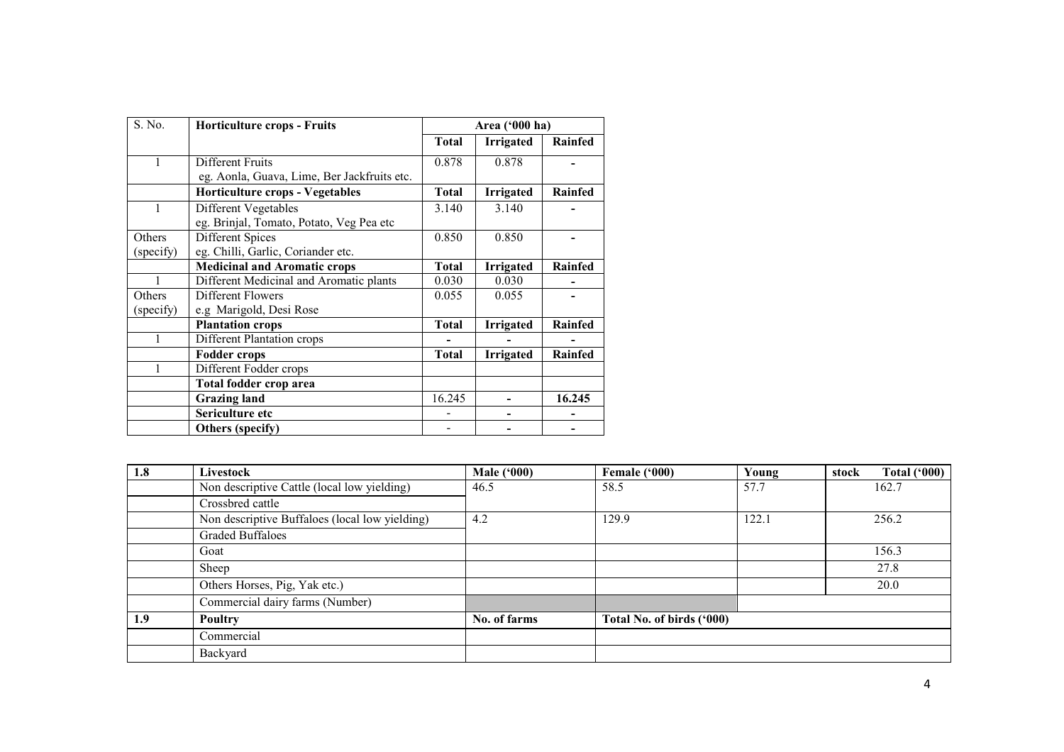| S. No. | Horticulture crops - Fruits | Area ('000 ha) | | |
|---|---|---|---|---|
| | | **Total** | **Irrigated** | **Rainfed** |
| 1 | Different Fruits<br>eg. Aonla, Guava, Lime, Ber Jackfruits etc. | 0.878 | 0.878 | - |
| | **Horticulture crops - Vegetables** | **Total** | **Irrigated** | **Rainfed** |
| 1 | Different Vegetables<br>eg. Brinjal, Tomato, Potato, Veg Pea etc | 3.140 | 3.140 | - |
| Others (specify) | Different Spices<br>eg. Chilli, Garlic, Coriander etc. | 0.850 | 0.850 | - |
| | **Medicinal and Aromatic crops** | **Total** | **Irrigated** | **Rainfed** |
| 1 | Different Medicinal and Aromatic plants | 0.030 | 0.030 | - |
| Others (specify) | Different Flowers<br>e.g Marigold, Desi Rose | 0.055 | 0.055 | - |
| | **Plantation crops** | **Total** | **Irrigated** | **Rainfed** |
| 1 | Different Plantation crops | - | - | - |
| | **Fodder crops** | **Total** | **Irrigated** | **Rainfed** |
| 1 | Different Fodder crops | | | |
| | **Total fodder crop area** | | | |
| | **Grazing land** | 16.245 | - | **16.245** |
| | **Sericulture etc** | - | - | - |
| | **Others (specify)** | - | - | - |

| 1.8 | Livestock | Male ('000) | Female ('000) | Young stock | Total ('000) |
|---|---|---|---|---|---|
| | Non descriptive Cattle (local low yielding) | 46.5 | 58.5 | 57.7 | 162.7 |
| | Crossbred cattle | | | | |
| | Non descriptive Buffaloes (local low yielding) | 4.2 | 129.9 | 122.1 | 256.2 |
| | Graded Buffaloes | | | | |
| | Goat | | | | 156.3 |
| | Sheep | | | | 27.8 |
| | Others Horses, Pig, Yak etc.) | | | | 20.0 |
| | Commercial dairy farms (Number) | | | | |
| **1.9** | **Poultry** | **No. of farms** | **Total No. of birds ('000)** | | |
| | Commercial | | | | |
| | Backyard | | | | |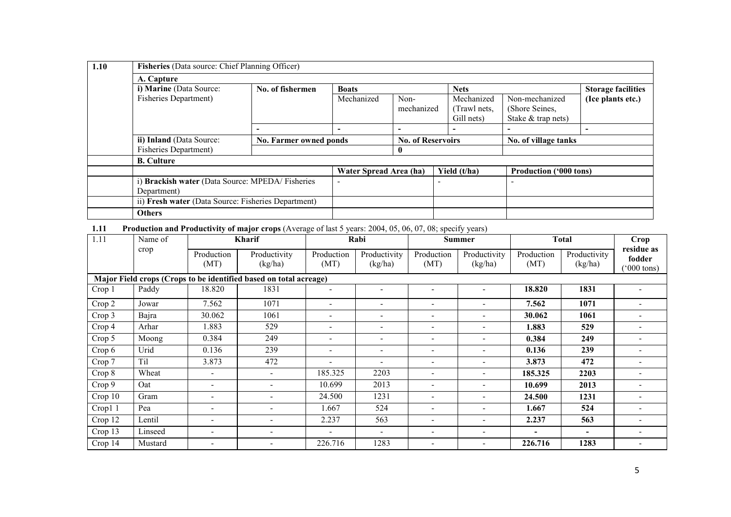| 1.10 | **Fisheries** (Data source: Chief Planning Officer) | | | | | | |
|---|---|---|---|---|---|---|---|
| | **A. Capture** | | | | | | |
| | **i) Marine** (Data Source: Fisheries Department) | **No. of fishermen** | **Boats** | | **Nets** | | **Storage facilities (Ice plants etc.)** |
| | | | Mechanized | Non-mechanized | Mechanized (Trawl nets, Gill nets) | Non-mechanized (Shore Seines, Stake & trap nets) | |
| | | - | - | - | - | - | - |
| | **ii) Inland** (Data Source: Fisheries Department) | **No. Farmer owned ponds** | | **No. of Reservoirs** | | **No. of village tanks** | |
| | | | | 0 | | | |
| | **B. Culture** | | | | | | |
| | | | **Water Spread Area (ha)** | | **Yield (t/ha)** | **Production ('000 tons)** | |
| | i) **Brackish water** (Data Source: MPEDA/ Fisheries Department) | | - | | - | - | |
| | ii) **Fresh water** (Data Source: Fisheries Department) | | | | | | |
| | **Others** | | | | | | |

**1.11 Production and Productivity of major crops** (Average of last 5 years: 2004, 05, 06, 07, 08; specify years)

| 1.11 | Name of crop | **Kharif** | | **Rabi** | | **Summer** | | **Total** | | **Crop residue as fodder ('000 tons)** |
|---|---|---|---|---|---|---|---|---|---|---|
| | | Production (MT) | Productivity (kg/ha) | Production (MT) | Productivity (kg/ha) | Production (MT) | Productivity (kg/ha) | Production (MT) | Productivity (kg/ha) | |
| **Major Field crops (Crops to be identified based on total acreage)** | | | | | | | | | | |
| Crop 1 | Paddy | 18.820 | 1831 | - | - | - | - | **18.820** | **1831** | - |
| Crop 2 | Jowar | 7.562 | 1071 | - | - | - | - | **7.562** | **1071** | - |
| Crop 3 | Bajra | 30.062 | 1061 | - | - | - | - | **30.062** | **1061** | - |
| Crop 4 | Arhar | 1.883 | 529 | - | - | - | - | **1.883** | **529** | - |
| Crop 5 | Moong | 0.384 | 249 | - | - | - | - | **0.384** | **249** | - |
| Crop 6 | Urid | 0.136 | 239 | - | - | - | - | **0.136** | **239** | - |
| Crop 7 | Til | 3.873 | 472 | - | - | - | - | **3.873** | **472** | - |
| Crop 8 | Wheat | - | - | 185.325 | 2203 | - | - | **185.325** | **2203** | - |
| Crop 9 | Oat | - | - | 10.699 | 2013 | - | - | **10.699** | **2013** | - |
| Crop 10 | Gram | - | - | 24.500 | 1231 | - | - | **24.500** | **1231** | - |
| Crop1 1 | Pea | - | - | 1.667 | 524 | - | - | **1.667** | **524** | - |
| Crop 12 | Lentil | - | - | 2.237 | 563 | - | - | **2.237** | **563** | - |
| Crop 13 | Linseed | - | - | - | - | - | - | **-** | **-** | - |
| Crop 14 | Mustard | - | - | 226.716 | 1283 | - | - | **226.716** | **1283** | - |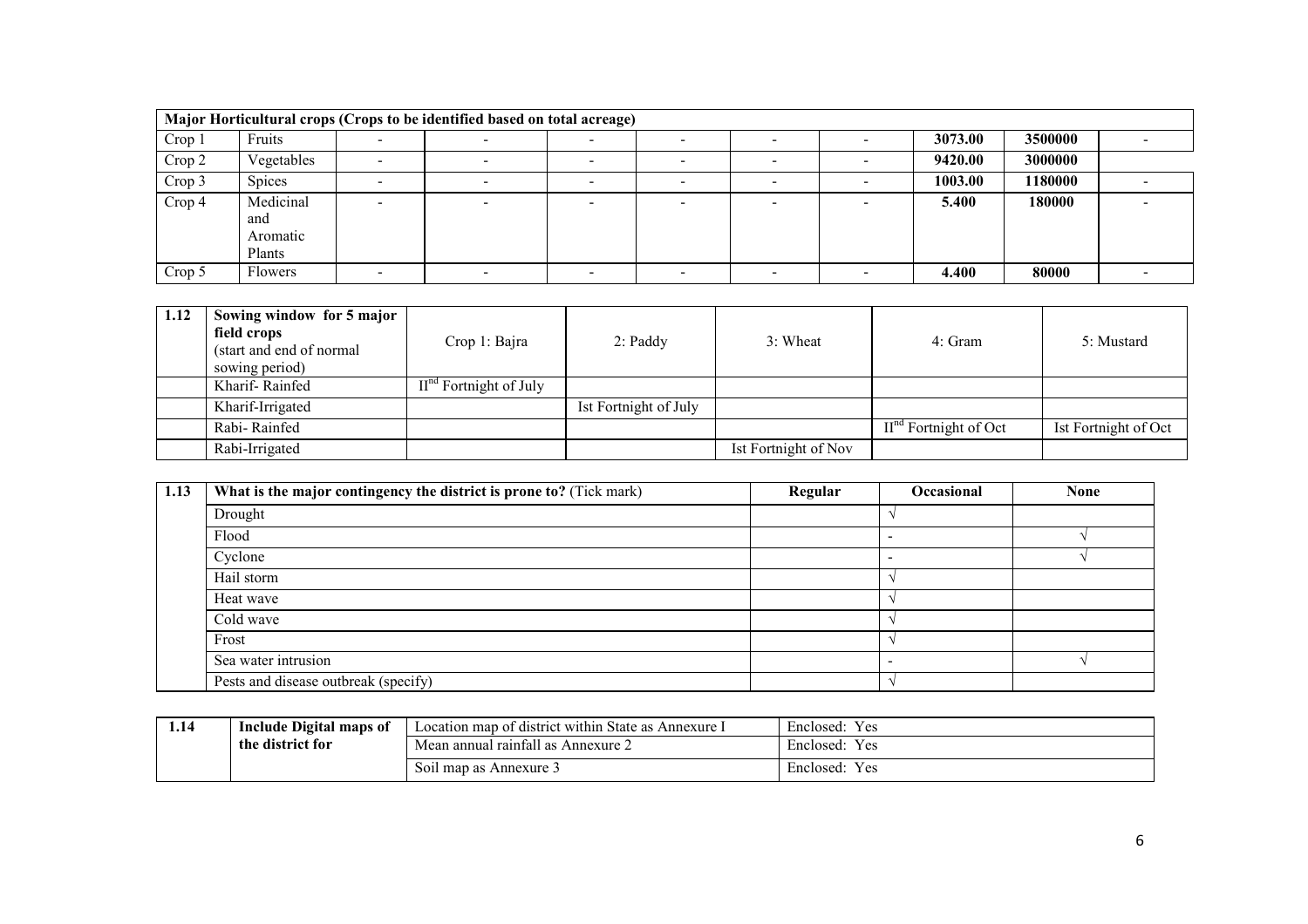| Major Horticultural crops (Crops to be identified based on total acreage) | | | | | | | | | | |
|---|---|---|---|---|---|---|---|---|---|---|
| Crop 1 | Fruits | - | - | - | - | - | - | **3073.00** | **3500000** | - |
| Crop 2 | Vegetables | - | - | - | - | - | - | **9420.00** | **3000000** | |
| Crop 3 | Spices | - | - | - | - | - | - | **1003.00** | **1180000** | - |
| Crop 4 | Medicinal and Aromatic Plants | - | - | - | - | - | - | **5.400** | **180000** | - |
| Crop 5 | Flowers | - | - | - | - | - | - | **4.400** | **80000** | - |

| **1.12** | **Sowing window for 5 major field crops** (start and end of normal sowing period) | Crop 1: Bajra | 2: Paddy | 3: Wheat | 4: Gram | 5: Mustard |
|---|---|---|---|---|---|---|
| | Kharif- Rainfed | II[nd] Fortnight of July | | | | |
| | Kharif-Irrigated | | Ist Fortnight of July | | | |
| | Rabi- Rainfed | | | | II[nd] Fortnight of Oct | Ist Fortnight of Oct |
| | Rabi-Irrigated | | | Ist Fortnight of Nov | | |

| **1.13** | **What is the major contingency the district is prone to?** (Tick mark) | **Regular** | **Occasional** | **None** |
|---|---|---|---|---|
| | Drought | | √ | |
| | Flood | | - | √ |
| | Cyclone | | - | √ |
| | Hail storm | | √ | |
| | Heat wave | | √ | |
| | Cold wave | | √ | |
| | Frost | | √ | |
| | Sea water intrusion | | - | √ |
| | Pests and disease outbreak (specify) | | √ | |

| **1.14** | **Include Digital maps of the district for** | Location map of district within State as Annexure I | Enclosed: Yes |
|---|---|---|---|
| | | Mean annual rainfall as Annexure 2 | Enclosed: Yes |
| | | Soil map as Annexure 3 | Enclosed: Yes |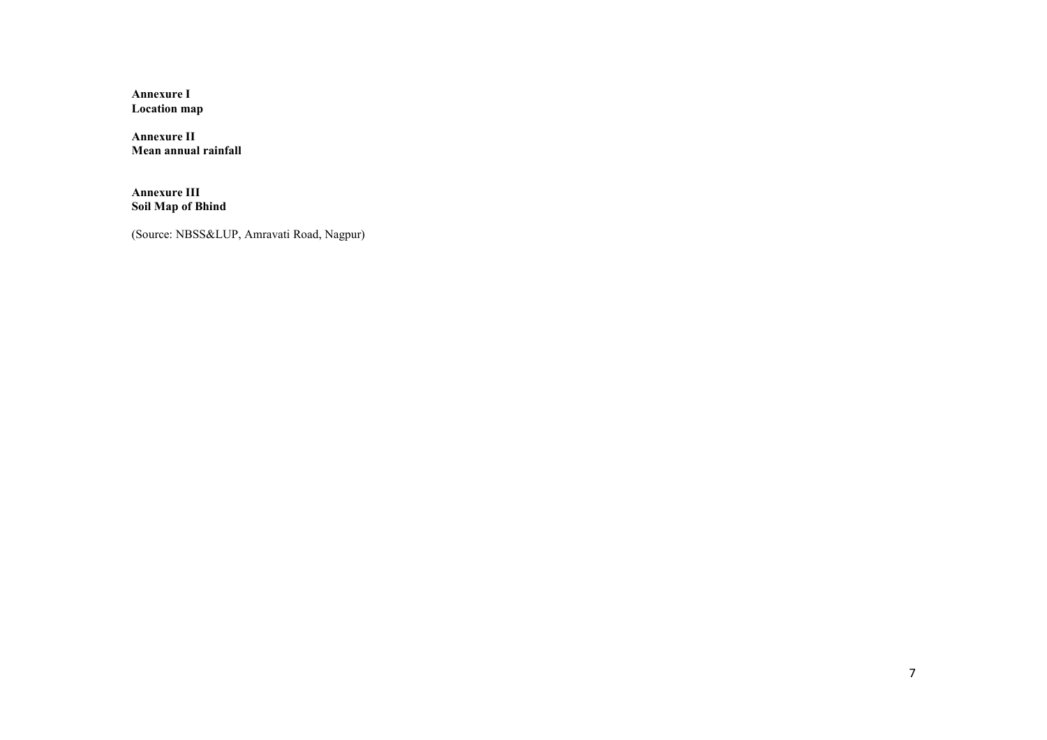**Annexure I**
**Location map**

**Annexure II**
**Mean annual rainfall**

**Annexure III**
**Soil Map of Bhind**

(Source: NBSS&LUP, Amravati Road, Nagpur)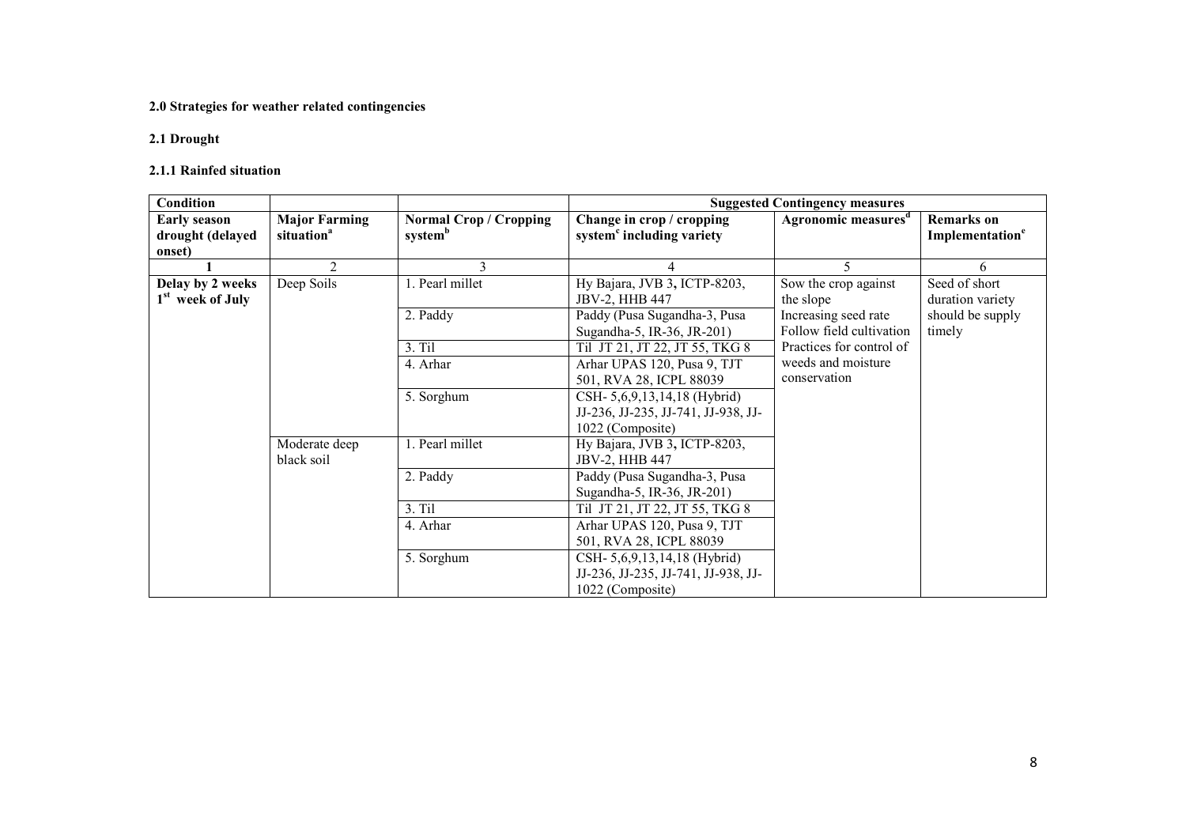**2.0 Strategies for weather related contingencies**

**2.1 Drought**

**2.1.1 Rainfed situation**

| Condition | | | Suggested Contingency measures | | |
|---|---|---|---|---|---|
| **Early season drought (delayed onset)** | **Major Farming situation[a]** | **Normal Crop / Cropping system[b]** | **Change in crop / cropping system[c] including variety** | **Agronomic measures[d]** | **Remarks on Implementation[e]** |
| **1** | 2 | 3 | 4 | 5 | 6 |
| **Delay by 2 weeks 1st week of July** | Deep Soils | 1. Pearl millet | Hy Bajara, JVB 3, ICTP-8203, JBV-2, HHB 447 | Sow the crop against the slope<br>Increasing seed rate<br>Follow field cultivation<br>Practices for control of weeds and moisture conservation | Seed of short duration variety should be supply timely |
| | | 2. Paddy | Paddy (Pusa Sugandha-3, Pusa Sugandha-5, IR-36, JR-201) | | |
| | | 3. Til | Til JT 21, JT 22, JT 55, TKG 8 | | |
| | | 4. Arhar | Arhar UPAS 120, Pusa 9, TJT 501, RVA 28, ICPL 88039 | | |
| | | 5. Sorghum | CSH- 5,6,9,13,14,18 (Hybrid) JJ-236, JJ-235, JJ-741, JJ-938, JJ-1022 (Composite) | | |
| | Moderate deep black soil | 1. Pearl millet | Hy Bajara, JVB 3, ICTP-8203, JBV-2, HHB 447 | | |
| | | 2. Paddy | Paddy (Pusa Sugandha-3, Pusa Sugandha-5, IR-36, JR-201) | | |
| | | 3. Til | Til JT 21, JT 22, JT 55, TKG 8 | | |
| | | 4. Arhar | Arhar UPAS 120, Pusa 9, TJT 501, RVA 28, ICPL 88039 | | |
| | | 5. Sorghum | CSH- 5,6,9,13,14,18 (Hybrid) JJ-236, JJ-235, JJ-741, JJ-938, JJ-1022 (Composite) | | |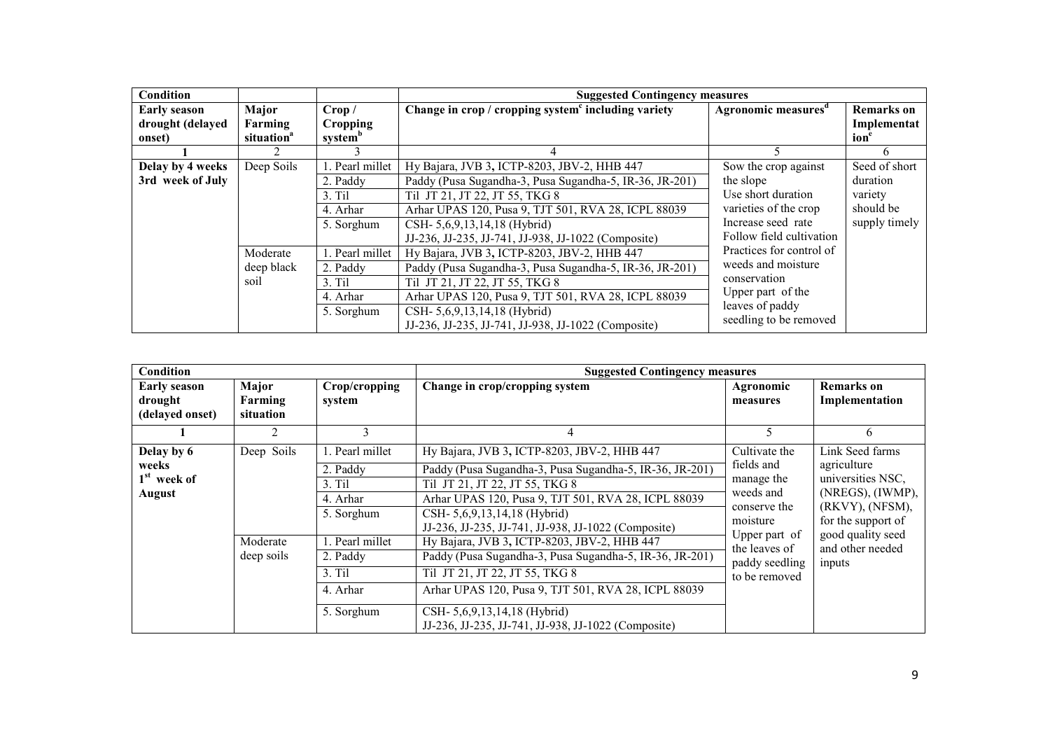| Condition | | | Suggested Contingency measures | | |
|---|---|---|---|---|---|
| Early season drought (delayed onset) | Major Farming situation[a] | Crop / Cropping system[b] | Change in crop / cropping system[c] including variety | Agronomic measures[d] | Remarks on Implementation[e] |
| 1 | 2 | 3 | 4 | 5 | 6 |
| Delay by 4 weeks 3rd week of July | Deep Soils | 1. Pearl millet | Hy Bajara, JVB 3, ICTP-8203, JBV-2, HHB 447 | Sow the crop against the slope<br>Use short duration varieties of the crop<br>Increase seed rate<br>Follow field cultivation Practices for control of weeds and moisture conservation<br>Upper part of the leaves of paddy seedling to be removed | Seed of short duration variety should be supply timely |
| | | 2. Paddy | Paddy (Pusa Sugandha-3, Pusa Sugandha-5, IR-36, JR-201) | | |
| | | 3. Til | Til JT 21, JT 22, JT 55, TKG 8 | | |
| | | 4. Arhar | Arhar UPAS 120, Pusa 9, TJT 501, RVA 28, ICPL 88039 | | |
| | | 5. Sorghum | CSH- 5,6,9,13,14,18 (Hybrid)<br>JJ-236, JJ-235, JJ-741, JJ-938, JJ-1022 (Composite) | | |
| | Moderate deep black soil | 1. Pearl millet | Hy Bajara, JVB 3, ICTP-8203, JBV-2, HHB 447 | | |
| | | 2. Paddy | Paddy (Pusa Sugandha-3, Pusa Sugandha-5, IR-36, JR-201) | | |
| | | 3. Til | Til JT 21, JT 22, JT 55, TKG 8 | | |
| | | 4. Arhar | Arhar UPAS 120, Pusa 9, TJT 501, RVA 28, ICPL 88039 | | |
| | | 5. Sorghum | CSH- 5,6,9,13,14,18 (Hybrid)<br>JJ-236, JJ-235, JJ-741, JJ-938, JJ-1022 (Composite) | | |

| Condition | | | Suggested Contingency measures | | |
|---|---|---|---|---|---|
| Early season drought (delayed onset) | Major Farming situation | Crop/cropping system | Change in crop/cropping system | Agronomic measures | Remarks on Implementation |
| 1 | 2 | 3 | 4 | 5 | 6 |
| Delay by 6 weeks 1st week of August | Deep Soils | 1. Pearl millet | Hy Bajara, JVB 3, ICTP-8203, JBV-2, HHB 447 | Cultivate the fields and manage the weeds and conserve the moisture<br>Upper part of the leaves of paddy seedling to be removed | Link Seed farms agriculture universities NSC, (NREGS), (IWMP), (RKVY), (NFSM), for the support of good quality seed and other needed inputs |
| | | 2. Paddy | Paddy (Pusa Sugandha-3, Pusa Sugandha-5, IR-36, JR-201) | | |
| | | 3. Til | Til JT 21, JT 22, JT 55, TKG 8 | | |
| | | 4. Arhar | Arhar UPAS 120, Pusa 9, TJT 501, RVA 28, ICPL 88039 | | |
| | | 5. Sorghum | CSH- 5,6,9,13,14,18 (Hybrid)<br>JJ-236, JJ-235, JJ-741, JJ-938, JJ-1022 (Composite) | | |
| | Moderate deep soils | 1. Pearl millet | Hy Bajara, JVB 3, ICTP-8203, JBV-2, HHB 447 | | |
| | | 2. Paddy | Paddy (Pusa Sugandha-3, Pusa Sugandha-5, IR-36, JR-201) | | |
| | | 3. Til | Til JT 21, JT 22, JT 55, TKG 8 | | |
| | | 4. Arhar | Arhar UPAS 120, Pusa 9, TJT 501, RVA 28, ICPL 88039 | | |
| | | 5. Sorghum | CSH- 5,6,9,13,14,18 (Hybrid)<br>JJ-236, JJ-235, JJ-741, JJ-938, JJ-1022 (Composite) | | |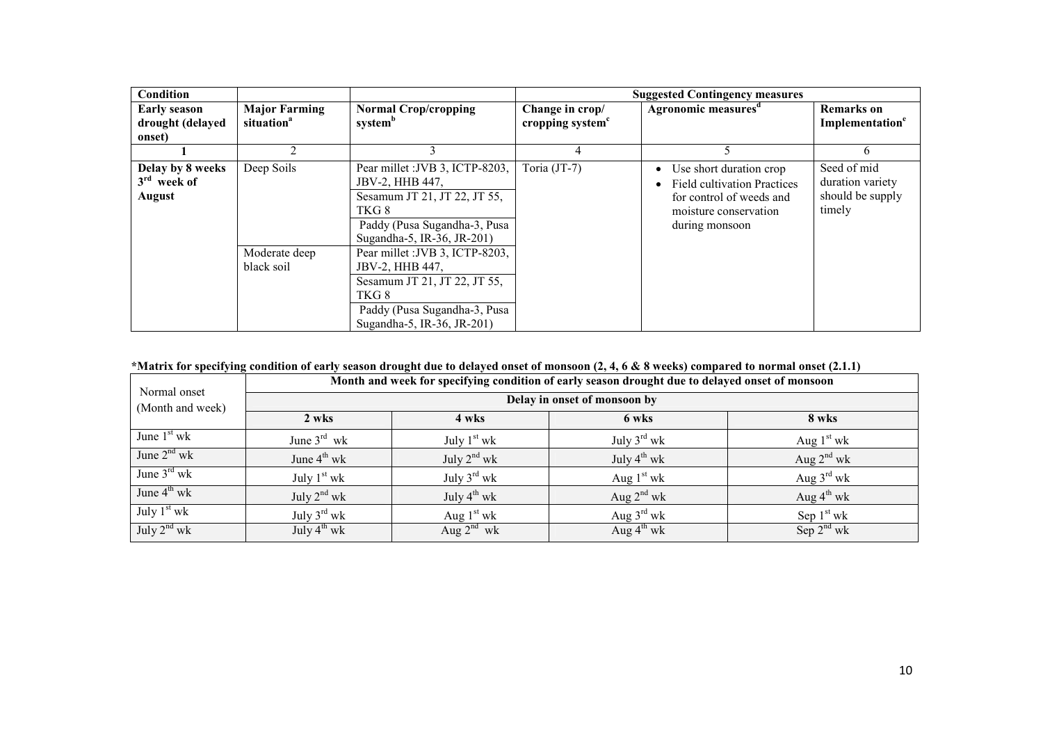| Condition | | | Suggested Contingency measures | | |
|---|---|---|---|---|---|
| Early season drought (delayed onset) | Major Farming situation[a] | Normal Crop/cropping system[b] | Change in crop/ cropping system[c] | Agronomic measures[d] | Remarks on Implementation[e] |
| 1 | 2 | 3 | 4 | 5 | 6 |
| Delay by 8 weeks 3[rd] week of August | Deep Soils | Pear millet :JVB 3, ICTP-8203, JBV-2, HHB 447, | Toria (JT-7) | • Use short duration crop<br>• Field cultivation Practices for control of weeds and moisture conservation during monsoon | Seed of mid duration variety should be supply timely |
| | | Sesamum JT 21, JT 22, JT 55, TKG 8 | | | |
| | | Paddy (Pusa Sugandha-3, Pusa Sugandha-5, IR-36, JR-201) | | | |
| | Moderate deep black soil | Pear millet :JVB 3, ICTP-8203, JBV-2, HHB 447, | | | |
| | | Sesamum JT 21, JT 22, JT 55, TKG 8 | | | |
| | | Paddy (Pusa Sugandha-3, Pusa Sugandha-5, IR-36, JR-201) | | | |

**\*Matrix for specifying condition of early season drought due to delayed onset of monsoon (2, 4, 6 & 8 weeks) compared to normal onset (2.1.1)**

| Normal onset (Month and week) | Month and week for specifying condition of early season drought due to delayed onset of monsoon | | | |
|---|---|---|---|---|
| | Delay in onset of monsoon by | | | |
| | 2 wks | 4 wks | 6 wks | 8 wks |
| June 1[st] wk | June 3[rd] wk | July 1[st] wk | July 3[rd] wk | Aug 1[st] wk |
| June 2[nd] wk | June 4[th] wk | July 2[nd] wk | July 4[th] wk | Aug 2[nd] wk |
| June 3[rd] wk | July 1[st] wk | July 3[rd] wk | Aug 1[st] wk | Aug 3[rd] wk |
| June 4[th] wk | July 2[nd] wk | July 4[th] wk | Aug 2[nd] wk | Aug 4[th] wk |
| July 1[st] wk | July 3[rd] wk | Aug 1[st] wk | Aug 3[rd] wk | Sep 1[st] wk |
| July 2[nd] wk | July 4[th] wk | Aug 2[nd] wk | Aug 4[th] wk | Sep 2[nd] wk |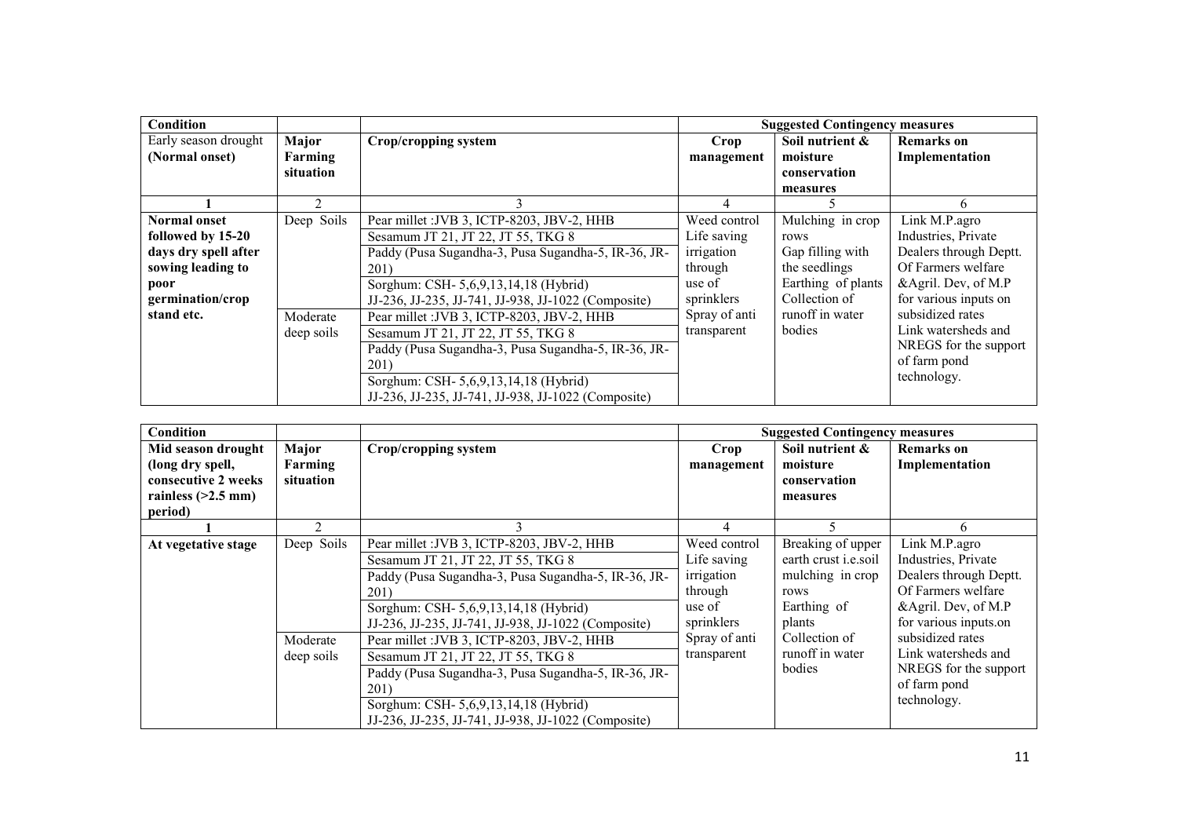| Condition | | | Suggested Contingency measures | | |
|---|---|---|---|---|---|
| Early season drought (Normal onset) | Major Farming situation | Crop/cropping system | Crop management | Soil nutrient & moisture conservation measures | Remarks on Implementation |
| 1 | 2 | 3 | 4 | 5 | 6 |
| **Normal onset followed by 15-20 days dry spell after sowing leading to poor germination/crop stand etc.** | Deep Soils | Pear millet :JVB 3, ICTP-8203, JBV-2, HHB<br>Sesamum JT 21, JT 22, JT 55, TKG 8<br>Paddy (Pusa Sugandha-3, Pusa Sugandha-5, IR-36, JR-201)<br>Sorghum: CSH- 5,6,9,13,14,18 (Hybrid)<br>JJ-236, JJ-235, JJ-741, JJ-938, JJ-1022 (Composite) | Weed control<br>Life saving irrigation through use of sprinklers<br>Spray of anti transparent | Mulching in crop rows<br>Gap filling with the seedlings<br>Earthing of plants<br>Collection of runoff in water bodies | Link M.P.agro Industries, Private Dealers through Deptt. Of Farmers welfare &Agril. Dev, of M.P for various inputs on subsidized rates<br>Link watersheds and NREGS for the support of farm pond technology. |
| | Moderate deep soils | Pear millet :JVB 3, ICTP-8203, JBV-2, HHB<br>Sesamum JT 21, JT 22, JT 55, TKG 8<br>Paddy (Pusa Sugandha-3, Pusa Sugandha-5, IR-36, JR-201)<br>Sorghum: CSH- 5,6,9,13,14,18 (Hybrid)<br>JJ-236, JJ-235, JJ-741, JJ-938, JJ-1022 (Composite) | | | |

| Condition | | | Suggested Contingency measures | | |
|---|---|---|---|---|---|
| **Mid season drought (long dry spell, consecutive 2 weeks rainless (>2.5 mm) period)** | Major Farming situation | Crop/cropping system | Crop management | Soil nutrient & moisture conservation measures | Remarks on Implementation |
| 1 | 2 | 3 | 4 | 5 | 6 |
| **At vegetative stage** | Deep Soils | Pear millet :JVB 3, ICTP-8203, JBV-2, HHB<br>Sesamum JT 21, JT 22, JT 55, TKG 8<br>Paddy (Pusa Sugandha-3, Pusa Sugandha-5, IR-36, JR-201)<br>Sorghum: CSH- 5,6,9,13,14,18 (Hybrid)<br>JJ-236, JJ-235, JJ-741, JJ-938, JJ-1022 (Composite) | Weed control<br>Life saving irrigation through use of sprinklers<br>Spray of anti transparent | Breaking of upper earth crust i.e.soil mulching in crop rows<br>Earthing of plants<br>Collection of runoff in water bodies | Link M.P.agro Industries, Private Dealers through Deptt. Of Farmers welfare &Agril. Dev, of M.P for various inputs.on subsidized rates<br>Link watersheds and NREGS for the support of farm pond technology. |
| | Moderate deep soils | Pear millet :JVB 3, ICTP-8203, JBV-2, HHB<br>Sesamum JT 21, JT 22, JT 55, TKG 8<br>Paddy (Pusa Sugandha-3, Pusa Sugandha-5, IR-36, JR-201)<br>Sorghum: CSH- 5,6,9,13,14,18 (Hybrid)<br>JJ-236, JJ-235, JJ-741, JJ-938, JJ-1022 (Composite) | | | |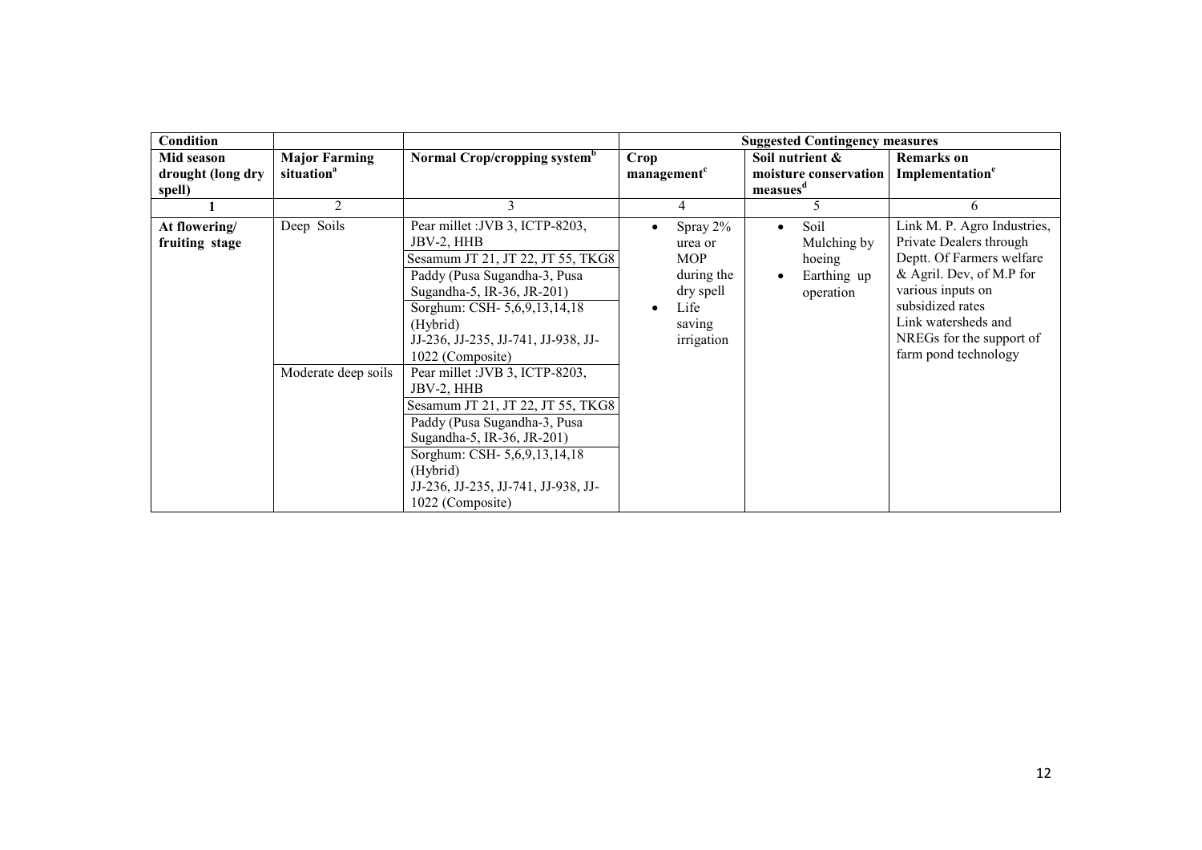| Condition | | | Suggested Contingency measures | | |
|---|---|---|---|---|---|
| **Mid season drought (long dry spell)** | **Major Farming situation**[a] | **Normal Crop/cropping system**[b] | **Crop management**[c] | **Soil nutrient & moisture conservation measues**[d] | **Remarks on Implementation**[e] |
| **1** | 2 | 3 | 4 | 5 | 6 |
| **At flowering/ fruiting stage** | Deep Soils | Pear millet :JVB 3, ICTP-8203, JBV-2, HHB | • Spray 2% urea or MOP during the dry spell<br>• Life saving irrigation | • Soil Mulching by hoeing<br>• Earthing up operation | Link M. P. Agro Industries, Private Dealers through Deptt. Of Farmers welfare & Agril. Dev, of M.P for various inputs on subsidized rates<br>Link watersheds and NREGs for the support of farm pond technology |
| | | Sesamum JT 21, JT 22, JT 55, TKG8 | | | |
| | | Paddy (Pusa Sugandha-3, Pusa Sugandha-5, IR-36, JR-201) | | | |
| | | Sorghum: CSH- 5,6,9,13,14,18 (Hybrid)<br>JJ-236, JJ-235, JJ-741, JJ-938, JJ-1022 (Composite) | | | |
| | Moderate deep soils | Pear millet :JVB 3, ICTP-8203, JBV-2, HHB | | | |
| | | Sesamum JT 21, JT 22, JT 55, TKG8 | | | |
| | | Paddy (Pusa Sugandha-3, Pusa Sugandha-5, IR-36, JR-201) | | | |
| | | Sorghum: CSH- 5,6,9,13,14,18 (Hybrid)<br>JJ-236, JJ-235, JJ-741, JJ-938, JJ-1022 (Composite) | | | |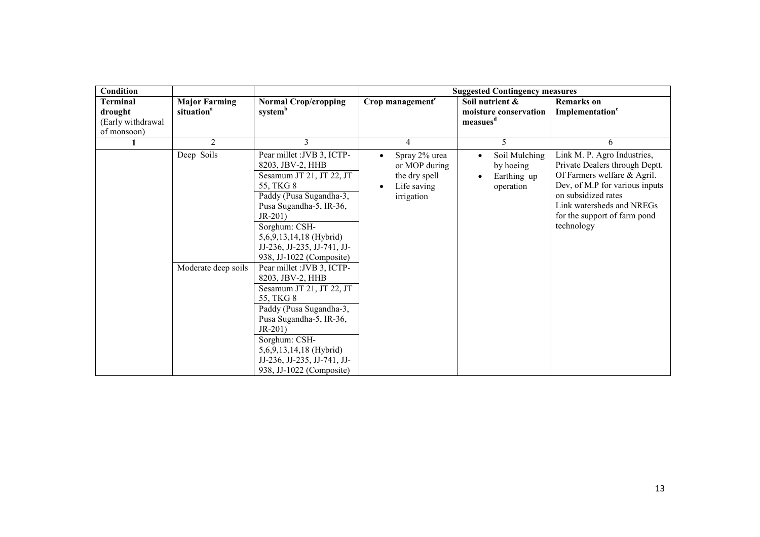| Condition | | | Suggested Contingency measures | | |
|---|---|---|---|---|---|
| **Terminal drought** (Early withdrawal of monsoon) | **Major Farming situation**[a] | **Normal Crop/cropping system**[b] | **Crop management**[c] | **Soil nutrient & moisture conservation measues**[d] | **Remarks on Implementation**[e] |
| **1** | 2 | 3 | 4 | 5 | 6 |
| | Deep Soils | Pear millet :JVB 3, ICTP-8203, JBV-2, HHB | • Spray 2% urea or MOP during the dry spell<br>• Life saving irrigation | • Soil Mulching by hoeing<br>• Earthing up operation | Link M. P. Agro Industries, Private Dealers through Deptt. Of Farmers welfare & Agril. Dev, of M.P for various inputs on subsidized rates<br>Link watersheds and NREGs for the support of farm pond technology |
| | | Sesamum JT 21, JT 22, JT 55, TKG 8 | | | |
| | | Paddy (Pusa Sugandha-3, Pusa Sugandha-5, IR-36, JR-201) | | | |
| | | Sorghum: CSH-5,6,9,13,14,18 (Hybrid) JJ-236, JJ-235, JJ-741, JJ-938, JJ-1022 (Composite) | | | |
| | Moderate deep soils | Pear millet :JVB 3, ICTP-8203, JBV-2, HHB | | | |
| | | Sesamum JT 21, JT 22, JT 55, TKG 8 | | | |
| | | Paddy (Pusa Sugandha-3, Pusa Sugandha-5, IR-36, JR-201) | | | |
| | | Sorghum: CSH-5,6,9,13,14,18 (Hybrid) JJ-236, JJ-235, JJ-741, JJ-938, JJ-1022 (Composite) | | | |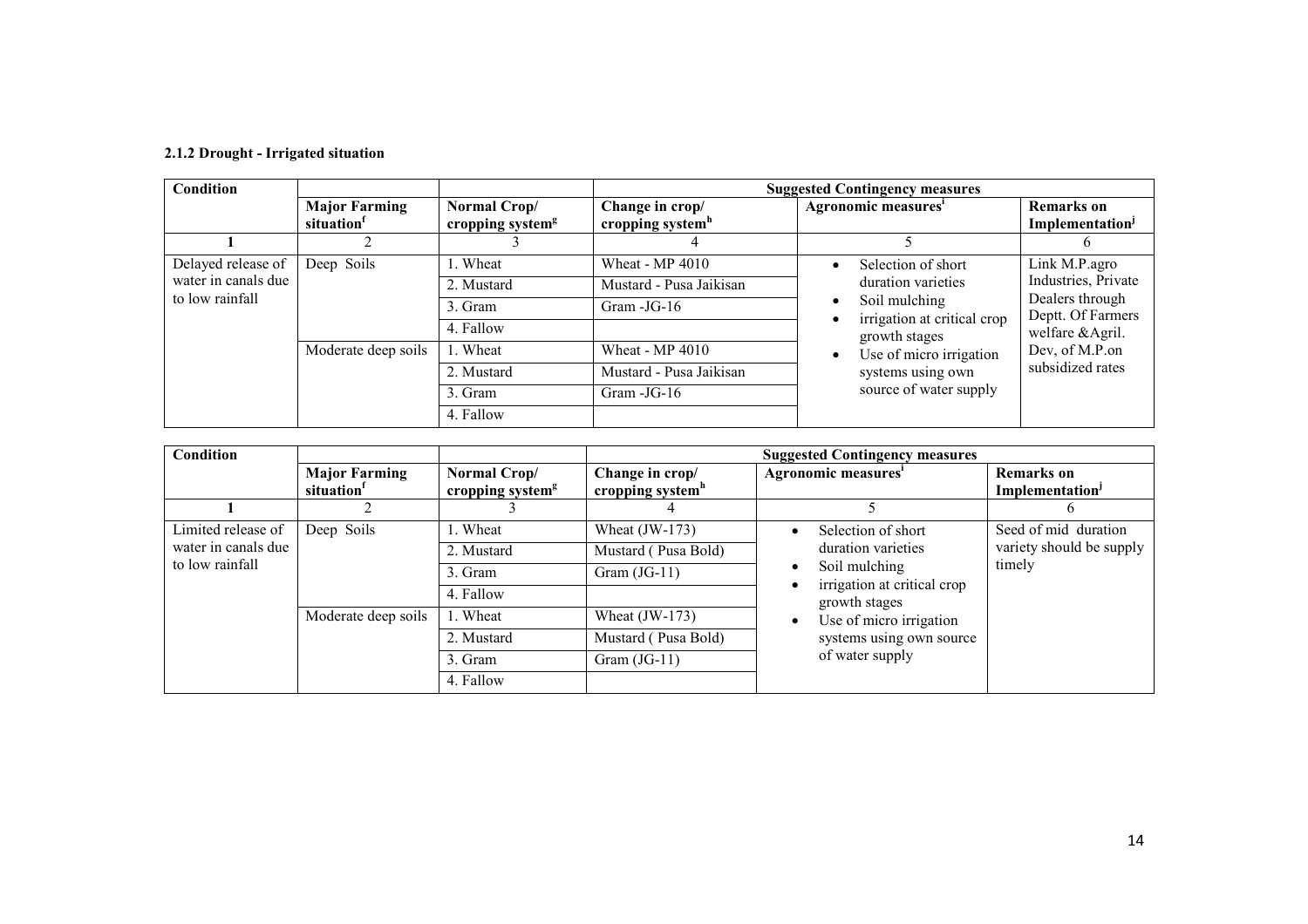**2.1.2 Drought - Irrigated situation**

| Condition | | | Suggested Contingency measures | | |
|---|---|---|---|---|---|
| | Major Farming situation[f] | Normal Crop/ cropping system[g] | Change in crop/ cropping system[h] | Agronomic measures[i] | Remarks on Implementation[j] |
| 1 | 2 | 3 | 4 | 5 | 6 |
| Delayed release of water in canals due to low rainfall | Deep Soils | 1. Wheat | Wheat - MP 4010 | • Selection of short duration varieties<br>• Soil mulching<br>• irrigation at critical crop growth stages<br>• Use of micro irrigation systems using own source of water supply | Link M.P.agro Industries, Private Dealers through Deptt. Of Farmers welfare &Agril. Dev, of M.P.on subsidized rates |
| | | 2. Mustard | Mustard - Pusa Jaikisan | | |
| | | 3. Gram | Gram -JG-16 | | |
| | | 4. Fallow | | | |
| | Moderate deep soils | 1. Wheat | Wheat - MP 4010 | | |
| | | 2. Mustard | Mustard - Pusa Jaikisan | | |
| | | 3. Gram | Gram -JG-16 | | |
| | | 4. Fallow | | | |

| Condition | | | Suggested Contingency measures | | |
|---|---|---|---|---|---|
| | Major Farming situation[f] | Normal Crop/ cropping system[g] | Change in crop/ cropping system[h] | Agronomic measures[i] | Remarks on Implementation[j] |
| 1 | 2 | 3 | 4 | 5 | 6 |
| Limited release of water in canals due to low rainfall | Deep Soils | 1. Wheat | Wheat (JW-173) | • Selection of short duration varieties<br>• Soil mulching<br>• irrigation at critical crop growth stages<br>• Use of micro irrigation systems using own source of water supply | Seed of mid duration variety should be supply timely |
| | | 2. Mustard | Mustard ( Pusa Bold) | | |
| | | 3. Gram | Gram (JG-11) | | |
| | | 4. Fallow | | | |
| | Moderate deep soils | 1. Wheat | Wheat (JW-173) | | |
| | | 2. Mustard | Mustard ( Pusa Bold) | | |
| | | 3. Gram | Gram (JG-11) | | |
| | | 4. Fallow | | | |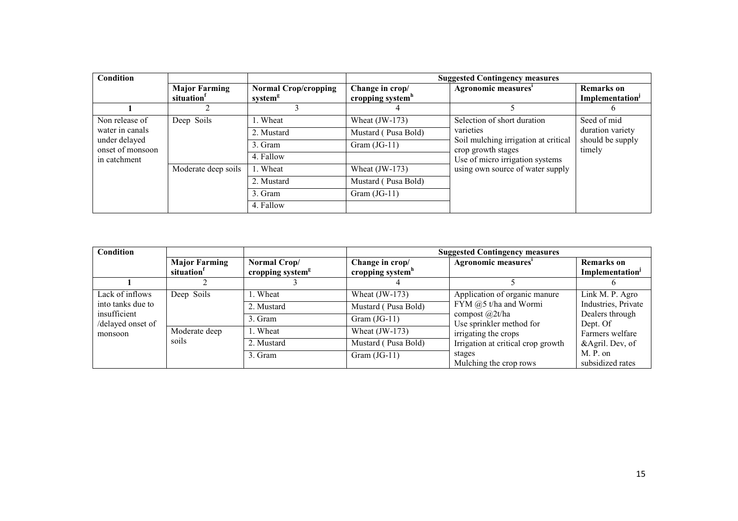| Condition | | | Suggested Contingency measures | | |
|---|---|---|---|---|---|
| | Major Farming situation[f] | Normal Crop/cropping system[g] | Change in crop/ cropping system[h] | Agronomic measures[i] | Remarks on Implementation[j] |
| 1 | 2 | 3 | 4 | 5 | 6 |
| Non release of water in canals under delayed onset of monsoon in catchment | Deep Soils | 1. Wheat | Wheat (JW-173) | Selection of short duration varieties<br>Soil mulching irrigation at critical crop growth stages<br>Use of micro irrigation systems using own source of water supply | Seed of mid duration variety should be supply timely |
| | | 2. Mustard | Mustard ( Pusa Bold) | | |
| | | 3. Gram | Gram (JG-11) | | |
| | | 4. Fallow | | | |
| | Moderate deep soils | 1. Wheat | Wheat (JW-173) | | |
| | | 2. Mustard | Mustard ( Pusa Bold) | | |
| | | 3. Gram | Gram (JG-11) | | |
| | | 4. Fallow | | | |

| Condition | | | Suggested Contingency measures | | |
|---|---|---|---|---|---|
| | Major Farming situation[f] | Normal Crop/ cropping system[g] | Change in crop/ cropping system[h] | Agronomic measures[i] | Remarks on Implementation[j] |
| 1 | 2 | 3 | 4 | 5 | 6 |
| Lack of inflows into tanks due to insufficient /delayed onset of monsoon | Deep Soils | 1. Wheat | Wheat (JW-173) | Application of organic manure FYM @5 t/ha and Wormi compost @2t/ha<br>Use sprinkler method for irrigating the crops<br>Irrigation at critical crop growth stages<br>Mulching the crop rows | Link M. P. Agro Industries, Private Dealers through Dept. Of Farmers welfare &Agril. Dev, of M. P. on subsidized rates |
| | | 2. Mustard | Mustard ( Pusa Bold) | | |
| | | 3. Gram | Gram (JG-11) | | |
| | Moderate deep soils | 1. Wheat | Wheat (JW-173) | | |
| | | 2. Mustard | Mustard ( Pusa Bold) | | |
| | | 3. Gram | Gram (JG-11) | | |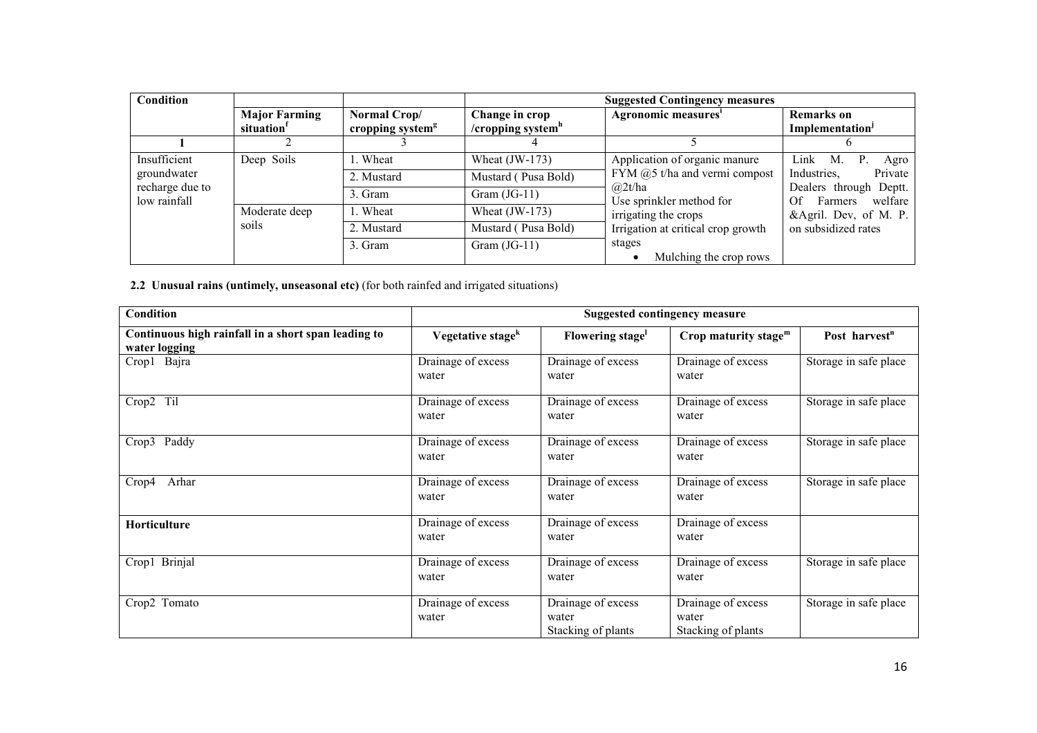| Condition | | | Suggested Contingency measures | | |
|---|---|---|---|---|---|
| | Major Farming situation[f] | Normal Crop/ cropping system[g] | Change in crop /cropping system[h] | Agronomic measures[i] | Remarks on Implementation[j] |
| 1 | 2 | 3 | 4 | 5 | 6 |
| Insufficient groundwater recharge due to low rainfall | Deep Soils | 1. Wheat | Wheat (JW-173) | Application of organic manure FYM @5 t/ha and vermi compost @2t/ha Use sprinkler method for irrigating the crops Irrigation at critical crop growth stages • Mulching the crop rows | Link M. P. Agro Industries, Private Dealers through Deptt. Of Farmers welfare &Agril. Dev, of M. P. on subsidized rates |
| | | 2. Mustard | Mustard ( Pusa Bold) | | |
| | | 3. Gram | Gram (JG-11) | | |
| | Moderate deep soils | 1. Wheat | Wheat (JW-173) | | |
| | | 2. Mustard | Mustard ( Pusa Bold) | | |
| | | 3. Gram | Gram (JG-11) | | |

**2.2 Unusual rains (untimely, unseasonal etc)** (for both rainfed and irrigated situations)

| Condition | Suggested contingency measure | | | |
|---|---|---|---|---|
| **Continuous high rainfall in a short span leading to water logging** | **Vegetative stage[k]** | **Flowering stage[l]** | **Crop maturity stage[m]** | **Post harvest[n]** |
| Crop1 Bajra | Drainage of excess water | Drainage of excess water | Drainage of excess water | Storage in safe place |
| Crop2 Til | Drainage of excess water | Drainage of excess water | Drainage of excess water | Storage in safe place |
| Crop3 Paddy | Drainage of excess water | Drainage of excess water | Drainage of excess water | Storage in safe place |
| Crop4 Arhar | Drainage of excess water | Drainage of excess water | Drainage of excess water | Storage in safe place |
| **Horticulture** | Drainage of excess water | Drainage of excess water | Drainage of excess water | |
| Crop1 Brinjal | Drainage of excess water | Drainage of excess water | Drainage of excess water | Storage in safe place |
| Crop2 Tomato | Drainage of excess water | Drainage of excess water Stacking of plants | Drainage of excess water Stacking of plants | Storage in safe place |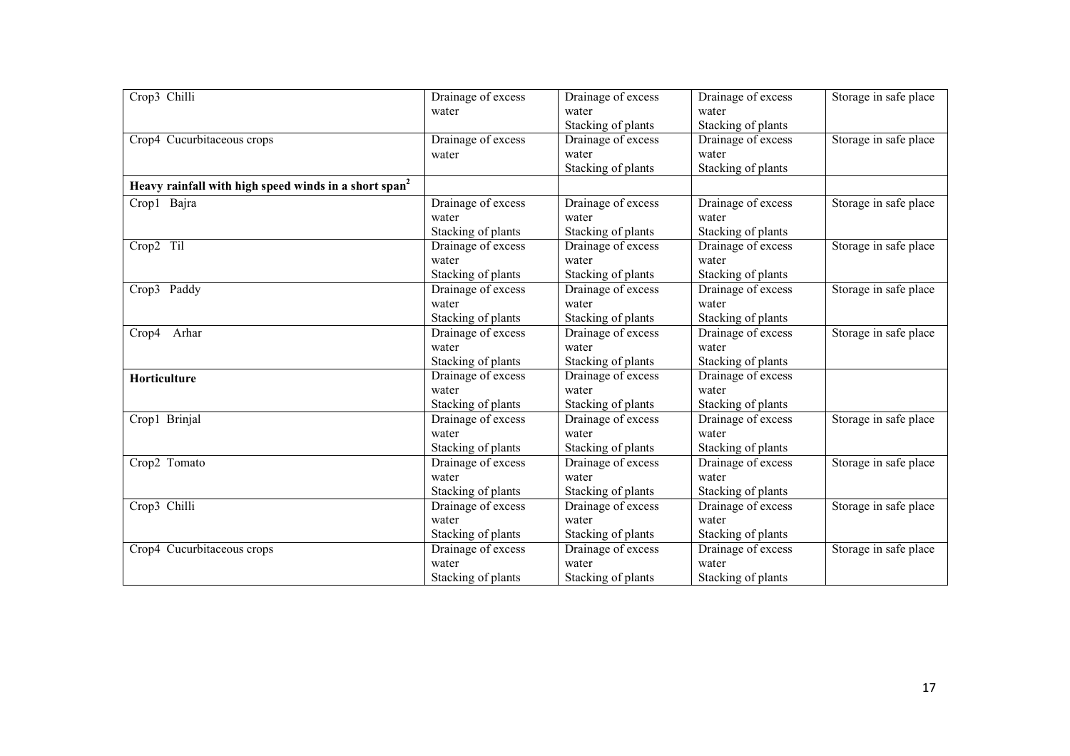| | | | | |
|---|---|---|---|---|
| Crop3 Chilli | Drainage of excess water | Drainage of excess water Stacking of plants | Drainage of excess water Stacking of plants | Storage in safe place |
| Crop4 Cucurbitaceous crops | Drainage of excess water | Drainage of excess water Stacking of plants | Drainage of excess water Stacking of plants | Storage in safe place |
| **Heavy rainfall with high speed winds in a short span**[2] | | | | |
| Crop1 Bajra | Drainage of excess water Stacking of plants | Drainage of excess water Stacking of plants | Drainage of excess water Stacking of plants | Storage in safe place |
| Crop2 Til | Drainage of excess water Stacking of plants | Drainage of excess water Stacking of plants | Drainage of excess water Stacking of plants | Storage in safe place |
| Crop3 Paddy | Drainage of excess water Stacking of plants | Drainage of excess water Stacking of plants | Drainage of excess water Stacking of plants | Storage in safe place |
| Crop4 Arhar | Drainage of excess water Stacking of plants | Drainage of excess water Stacking of plants | Drainage of excess water Stacking of plants | Storage in safe place |
| **Horticulture** | Drainage of excess water Stacking of plants | Drainage of excess water Stacking of plants | Drainage of excess water Stacking of plants | |
| Crop1 Brinjal | Drainage of excess water Stacking of plants | Drainage of excess water Stacking of plants | Drainage of excess water Stacking of plants | Storage in safe place |
| Crop2 Tomato | Drainage of excess water Stacking of plants | Drainage of excess water Stacking of plants | Drainage of excess water Stacking of plants | Storage in safe place |
| Crop3 Chilli | Drainage of excess water Stacking of plants | Drainage of excess water Stacking of plants | Drainage of excess water Stacking of plants | Storage in safe place |
| Crop4 Cucurbitaceous crops | Drainage of excess water Stacking of plants | Drainage of excess water Stacking of plants | Drainage of excess water Stacking of plants | Storage in safe place |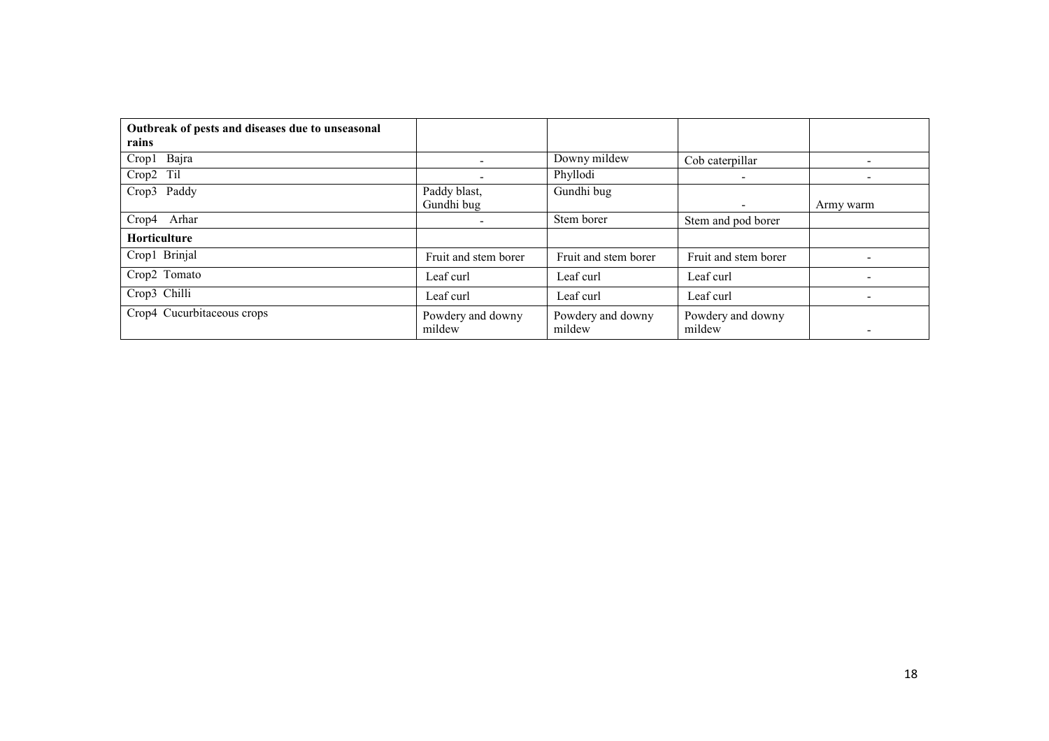| Outbreak of pests and diseases due to unseasonal rains | | | | |
|---|---|---|---|---|
| Crop1 Bajra | - | Downy mildew | Cob caterpillar | - |
| Crop2 Til | - | Phyllodi | - | - |
| Crop3 Paddy | Paddy blast, Gundhi bug | Gundhi bug | - | Army warm |
| Crop4 Arhar | - | Stem borer | Stem and pod borer | |
| **Horticulture** | | | | |
| Crop1 Brinjal | Fruit and stem borer | Fruit and stem borer | Fruit and stem borer | - |
| Crop2 Tomato | Leaf curl | Leaf curl | Leaf curl | - |
| Crop3 Chilli | Leaf curl | Leaf curl | Leaf curl | - |
| Crop4 Cucurbitaceous crops | Powdery and downy mildew | Powdery and downy mildew | Powdery and downy mildew | - |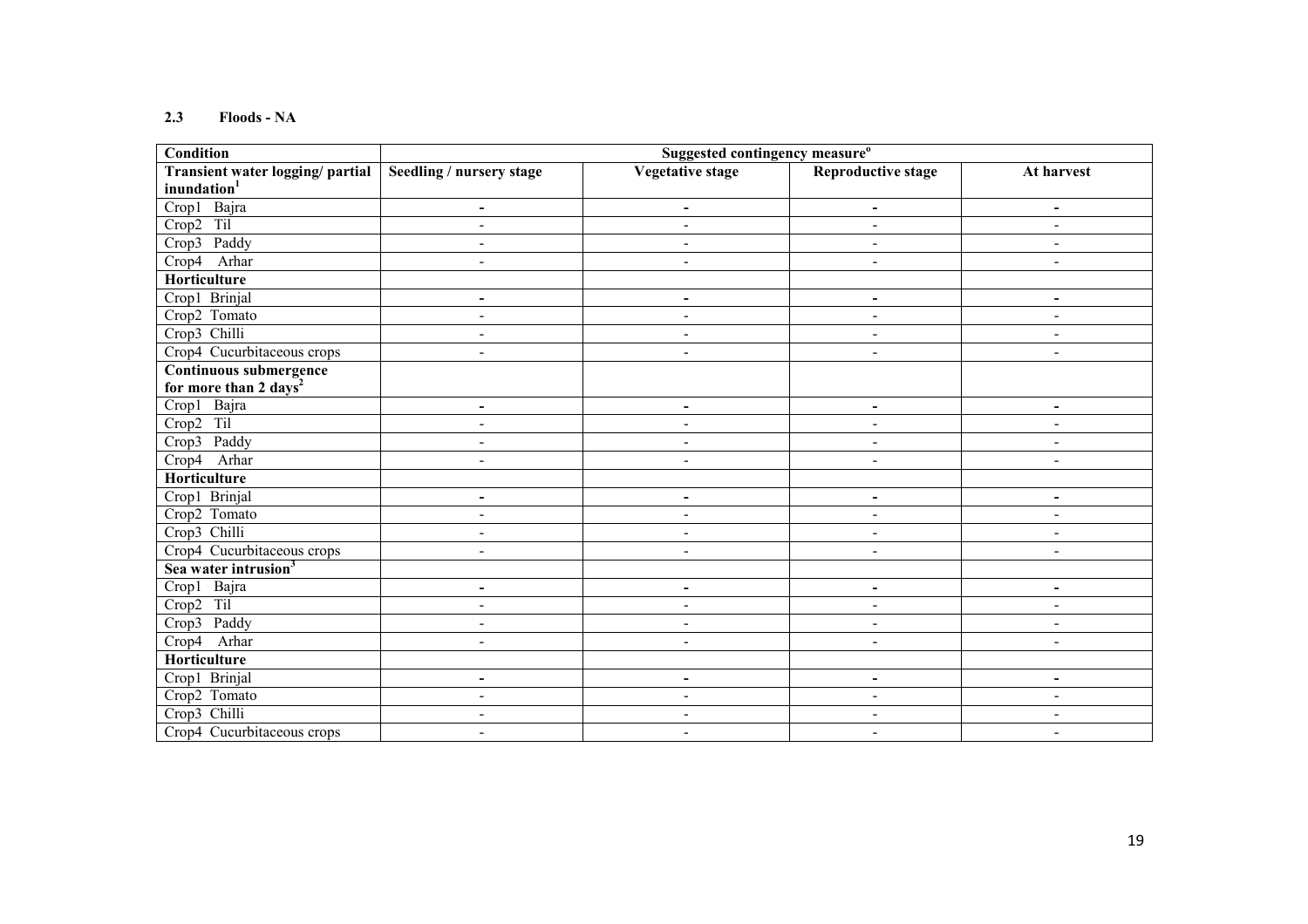### 2.3 Floods - NA

| Condition | Suggested contingency measure[o] | | | |
|---|---|---|---|---|
| **Transient water logging/ partial inundation[1]** | **Seedling / nursery stage** | **Vegetative stage** | **Reproductive stage** | **At harvest** |
| Crop1 Bajra | - | - | - | - |
| Crop2 Til | - | - | - | - |
| Crop3 Paddy | - | - | - | - |
| Crop4 Arhar | - | - | - | - |
| **Horticulture** | | | | |
| Crop1 Brinjal | - | - | - | - |
| Crop2 Tomato | - | - | - | - |
| Crop3 Chilli | - | - | - | - |
| Crop4 Cucurbitaceous crops | - | - | - | - |
| **Continuous submergence for more than 2 days[2]** | | | | |
| Crop1 Bajra | - | - | - | - |
| Crop2 Til | - | - | - | - |
| Crop3 Paddy | - | - | - | - |
| Crop4 Arhar | - | - | - | - |
| **Horticulture** | | | | |
| Crop1 Brinjal | - | - | - | - |
| Crop2 Tomato | - | - | - | - |
| Crop3 Chilli | - | - | - | - |
| Crop4 Cucurbitaceous crops | - | - | - | - |
| **Sea water intrusion[3]** | | | | |
| Crop1 Bajra | - | - | - | - |
| Crop2 Til | - | - | - | - |
| Crop3 Paddy | - | - | - | - |
| Crop4 Arhar | - | - | - | - |
| **Horticulture** | | | | |
| Crop1 Brinjal | - | - | - | - |
| Crop2 Tomato | - | - | - | - |
| Crop3 Chilli | - | - | - | - |
| Crop4 Cucurbitaceous crops | - | - | - | - |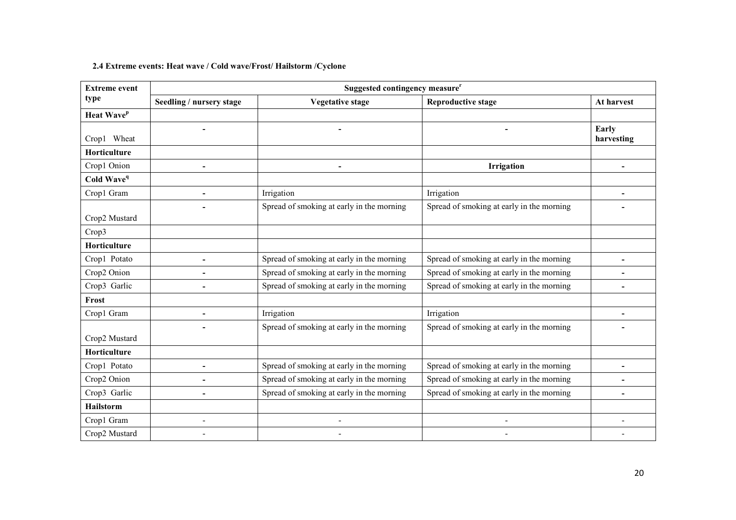**2.4 Extreme events: Heat wave / Cold wave/Frost/ Hailstorm /Cyclone**

| Extreme event type | Suggested contingency measure[r] | | | |
|---|---|---|---|---|
| | Seedling / nursery stage | Vegetative stage | Reproductive stage | At harvest |
| **Heat Wave[p]** | | | | |
| Crop1 Wheat | - | - | - | **Early harvesting** |
| **Horticulture** | | | | |
| Crop1 Onion | - | - | **Irrigation** | - |
| **Cold Wave[q]** | | | | |
| Crop1 Gram | - | Irrigation | Irrigation | - |
| Crop2 Mustard | - | Spread of smoking at early in the morning | Spread of smoking at early in the morning | - |
| Crop3 | | | | |
| **Horticulture** | | | | |
| Crop1 Potato | - | Spread of smoking at early in the morning | Spread of smoking at early in the morning | - |
| Crop2 Onion | - | Spread of smoking at early in the morning | Spread of smoking at early in the morning | - |
| Crop3 Garlic | - | Spread of smoking at early in the morning | Spread of smoking at early in the morning | - |
| **Frost** | | | | |
| Crop1 Gram | - | Irrigation | Irrigation | - |
| Crop2 Mustard | - | Spread of smoking at early in the morning | Spread of smoking at early in the morning | - |
| **Horticulture** | | | | |
| Crop1 Potato | - | Spread of smoking at early in the morning | Spread of smoking at early in the morning | - |
| Crop2 Onion | - | Spread of smoking at early in the morning | Spread of smoking at early in the morning | - |
| Crop3 Garlic | - | Spread of smoking at early in the morning | Spread of smoking at early in the morning | - |
| **Hailstorm** | | | | |
| Crop1 Gram | - | - | - | - |
| Crop2 Mustard | - | - | - | - |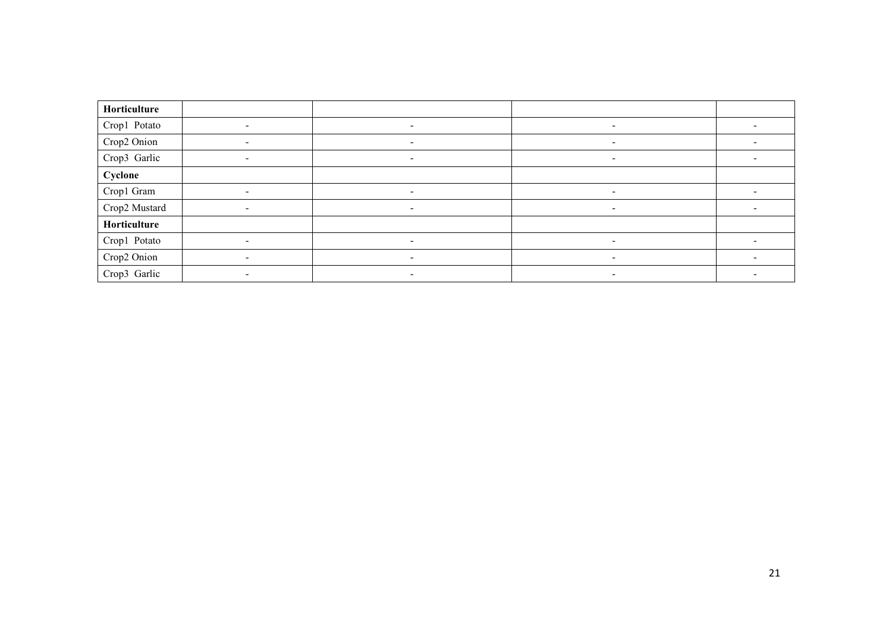| Horticulture | | | | |
|---|---|---|---|---|
| Crop1 Potato | - | - | - | - |
| Crop2 Onion | - | - | - | - |
| Crop3 Garlic | - | - | - | - |
| **Cyclone** | | | | |
| Crop1 Gram | - | - | - | - |
| Crop2 Mustard | - | - | - | - |
| **Horticulture** | | | | |
| Crop1 Potato | - | - | - | - |
| Crop2 Onion | - | - | - | - |
| Crop3 Garlic | - | - | - | - |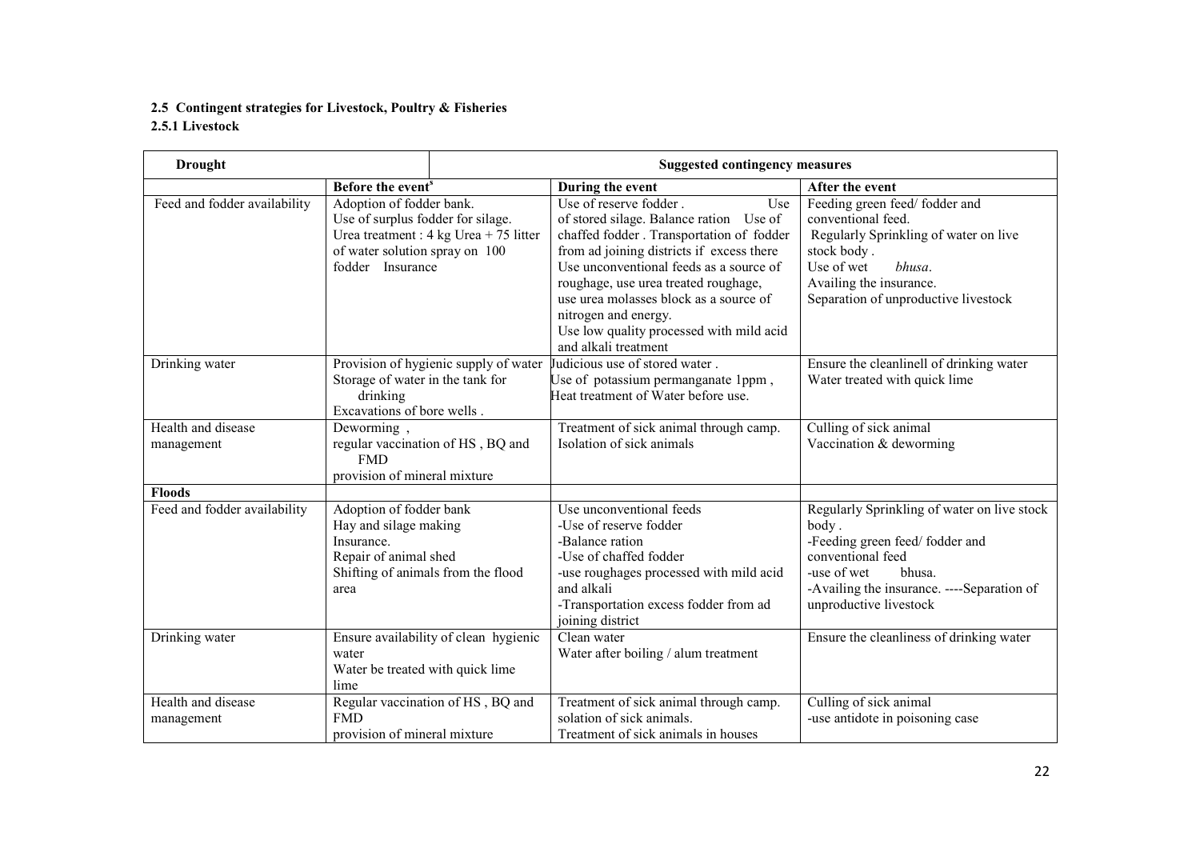#### 2.5 Contingent strategies for Livestock, Poultry & Fisheries

#### 2.5.1 Livestock

| Drought | Suggested contingency measures | | |
|---|---|---|---|
| | Before the event[s] | During the event | After the event |
| Feed and fodder availability | Adoption of fodder bank. Use of surplus fodder for silage. Urea treatment : 4 kg Urea + 75 litter of water solution spray on 100 fodder Insurance | Use of reserve fodder . Use of stored silage. Balance ration Use of chaffed fodder . Transportation of fodder from ad joining districts if excess there Use unconventional feeds as a source of roughage, use urea treated roughage, use urea molasses block as a source of nitrogen and energy. Use low quality processed with mild acid and alkali treatment | Feeding green feed/ fodder and conventional feed. Regularly Sprinkling of water on live stock body . Use of wet *bhusa*. Availing the insurance. Separation of unproductive livestock |
| Drinking water | Provision of hygienic supply of water Storage of water in the tank for drinking Excavations of bore wells . | Judicious use of stored water . Use of potassium permanganate 1ppm , Heat treatment of Water before use. | Ensure the cleanlinell of drinking water Water treated with quick lime |
| Health and disease management | Deworming , regular vaccination of HS , BQ and FMD provision of mineral mixture | Treatment of sick animal through camp. Isolation of sick animals | Culling of sick animal Vaccination & deworming |
| **Floods** | | | |
| Feed and fodder availability | Adoption of fodder bank Hay and silage making Insurance. Repair of animal shed Shifting of animals from the flood area | Use unconventional feeds -Use of reserve fodder -Balance ration -Use of chaffed fodder -use roughages processed with mild acid and alkali -Transportation excess fodder from ad joining district | Regularly Sprinkling of water on live stock body . -Feeding green feed/ fodder and conventional feed -use of wet bhusa. -Availing the insurance. ----Separation of unproductive livestock |
| Drinking water | Ensure availability of clean hygienic water Water be treated with quick lime lime | Clean water Water after boiling / alum treatment | Ensure the cleanliness of drinking water |
| Health and disease management | Regular vaccination of HS , BQ and FMD provision of mineral mixture | Treatment of sick animal through camp. solation of sick animals. Treatment of sick animals in houses | Culling of sick animal -use antidote in poisoning case |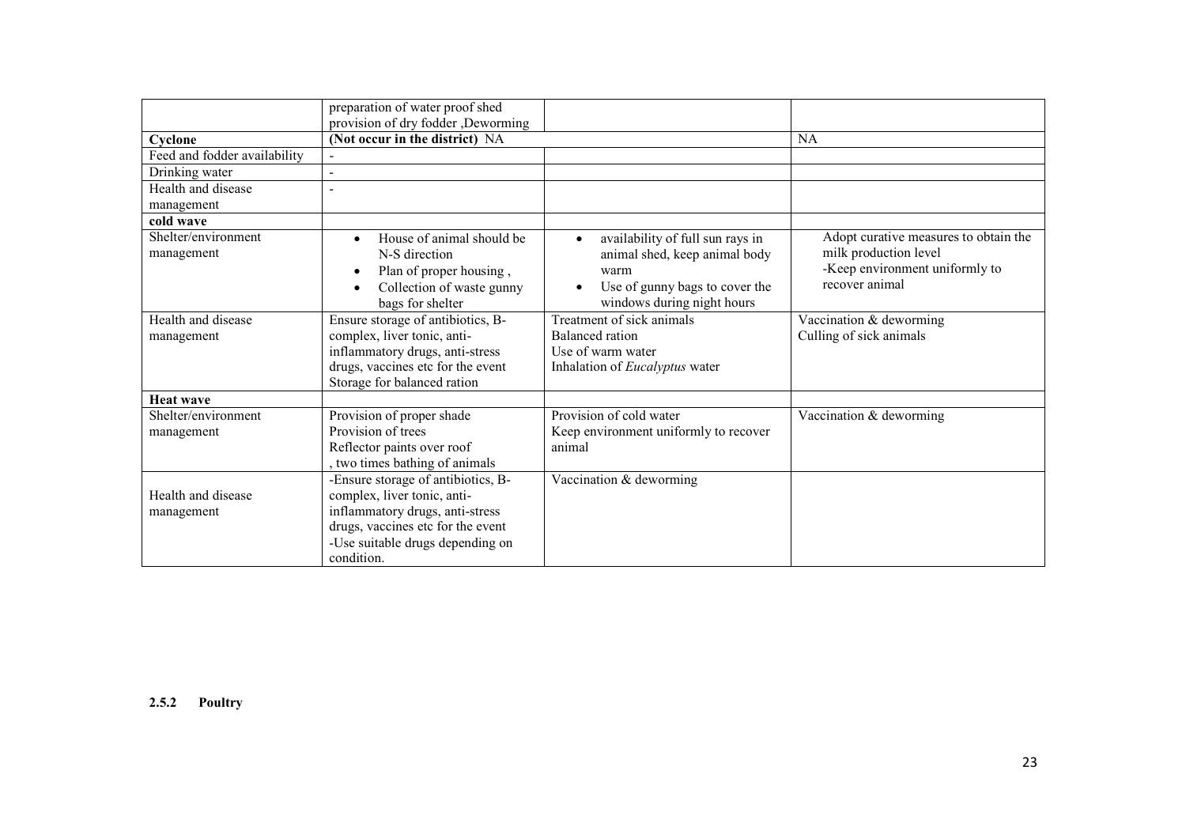| | | | |
|---|---|---|---|
| | preparation of water proof shed<br>provision of dry fodder ,Deworming | | |
| **Cyclone** | **(Not occur in the district)** NA | | NA |
| Feed and fodder availability | - | | |
| Drinking water | - | | |
| Health and disease management | - | | |
| **cold wave** | | | |
| Shelter/environment management | • House of animal should be N-S direction<br>• Plan of proper housing ,<br>• Collection of waste gunny bags for shelter | • availability of full sun rays in animal shed, keep animal body warm<br>• Use of gunny bags to cover the windows during night hours | Adopt curative measures to obtain the milk production level<br>-Keep environment uniformly to recover animal |
| Health and disease management | Ensure storage of antibiotics, B-complex, liver tonic, anti-inflammatory drugs, anti-stress drugs, vaccines etc for the event<br>Storage for balanced ration | Treatment of sick animals<br>Balanced ration<br>Use of warm water<br>Inhalation of *Eucalyptus* water | Vaccination & deworming<br>Culling of sick animals |
| **Heat wave** | | | |
| Shelter/environment management | Provision of proper shade<br>Provision of trees<br>Reflector paints over roof<br>, two times bathing of animals | Provision of cold water<br>Keep environment uniformly to recover animal | Vaccination & deworming |
| Health and disease management | -Ensure storage of antibiotics, B-complex, liver tonic, anti-inflammatory drugs, anti-stress drugs, vaccines etc for the event<br>-Use suitable drugs depending on condition. | Vaccination & deworming | |

### 2.5.2 Poultry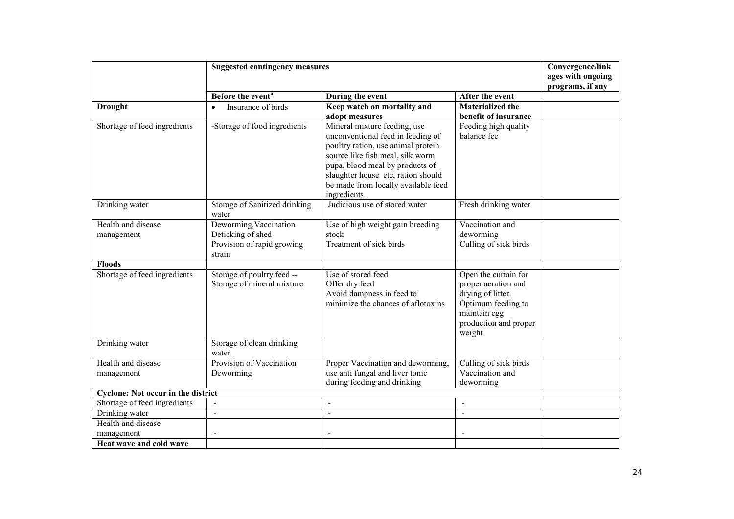| | Suggested contingency measures | | | Convergence/linkages with ongoing programs, if any |
|---|---|---|---|---|
| | **Before the event[a]** | **During the event** | **After the event** | |
| **Drought** | • Insurance of birds | **Keep watch on mortality and adopt measures** | **Materialized the benefit of insurance** | |
| Shortage of feed ingredients | -Storage of food ingredients | Mineral mixture feeding, use unconventional feed in feeding of poultry ration, use animal protein source like fish meal, silk worm pupa, blood meal by products of slaughter house etc, ration should be made from locally available feed ingredients. | Feeding high quality balance fee | |
| Drinking water | Storage of Sanitized drinking water | Judicious use of stored water | Fresh drinking water | |
| Health and disease management | Deworming, Vaccination<br>Deticking of shed<br>Provision of rapid growing strain | Use of high weight gain breeding stock<br>Treatment of sick birds | Vaccination and deworming<br>Culling of sick birds | |
| **Floods** | | | | |
| Shortage of feed ingredients | Storage of poultry feed --<br>Storage of mineral mixture | Use of stored feed<br>Offer dry feed<br>Avoid dampness in feed to minimize the chances of aflotoxins | Open the curtain for proper aeration and drying of litter.<br>Optimum feeding to maintain egg production and proper weight | |
| Drinking water | Storage of clean drinking water | | | |
| Health and disease management | Provision of Vaccination<br>Deworming | Proper Vaccination and deworming, use anti fungal and liver tonic during feeding and drinking | Culling of sick birds<br>Vaccination and deworming | |
| **Cyclone: Not occur in the district** | | | | |
| Shortage of feed ingredients | - | - | - | |
| Drinking water | - | - | - | |
| Health and disease management | - | - | - | |
| **Heat wave and cold wave** | | | | |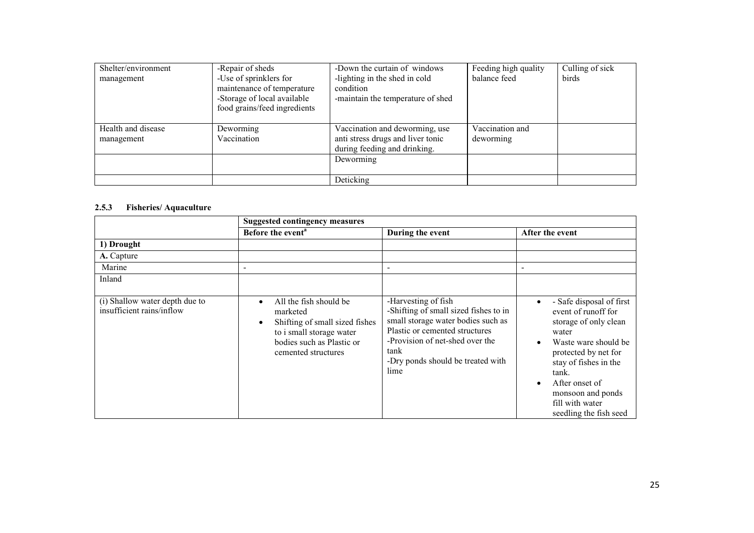| Shelter/environment management | -Repair of sheds<br>-Use of sprinklers for maintenance of temperature<br>-Storage of local available food grains/feed ingredients | -Down the curtain of windows<br>-lighting in the shed in cold condition<br>-maintain the temperature of shed | Feeding high quality balance feed | Culling of sick birds |
|---|---|---|---|---|
| Health and disease management | Deworming<br>Vaccination | Vaccination and deworming, use anti stress drugs and liver tonic during feeding and drinking. | Vaccination and deworming | |
| | | Deworming | | |
| | | Deticking | | |

### 2.5.3 Fisheries/ Aquaculture

| | **Suggested contingency measures** | | |
|---|---|---|---|
| | **Before the event[a]** | **During the event** | **After the event** |
| **1) Drought** | | | |
| **A.** Capture | | | |
| Marine | - | - | - |
| Inland | | | |
| (i) Shallow water depth due to insufficient rains/inflow | • All the fish should be marketed<br>• Shifting of small sized fishes to i small storage water bodies such as Plastic or cemented structures | -Harvesting of fish<br>-Shifting of small sized fishes to in small storage water bodies such as Plastic or cemented structures<br>-Provision of net-shed over the tank<br>-Dry ponds should be treated with lime | • - Safe disposal of first event of runoff for storage of only clean water<br>• Waste ware should be protected by net for stay of fishes in the tank.<br>• After onset of monsoon and ponds fill with water seedling the fish seed |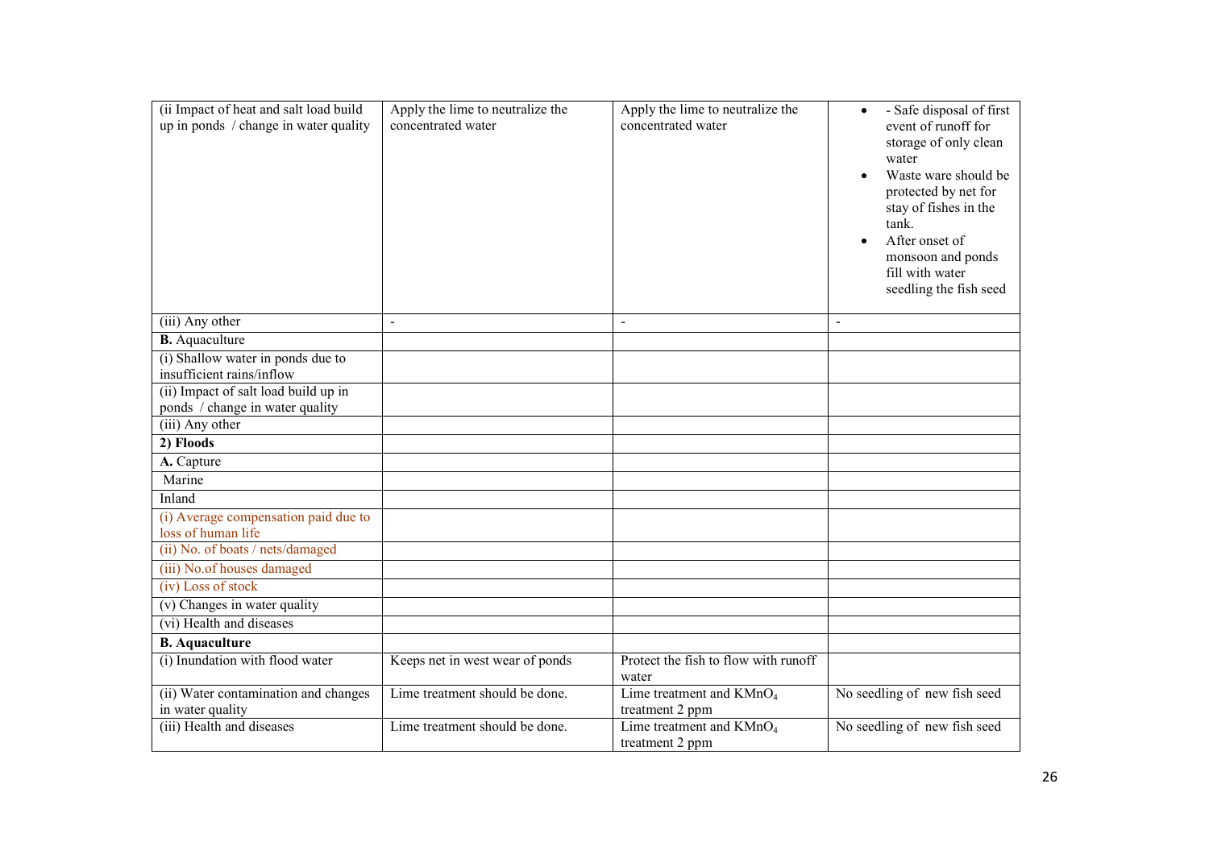| (ii Impact of heat and salt load build up in ponds / change in water quality | Apply the lime to neutralize the concentrated water | Apply the lime to neutralize the concentrated water | • - Safe disposal of first event of runoff for storage of only clean water<br>• Waste ware should be protected by net for stay of fishes in the tank.<br>• After onset of monsoon and ponds fill with water seedling the fish seed |
|---|---|---|---|
| (iii) Any other | - | - | - |
| **B.** Aquaculture | | | |
| (i) Shallow water in ponds due to insufficient rains/inflow | | | |
| (ii) Impact of salt load build up in ponds / change in water quality | | | |
| (iii) Any other | | | |
| **2) Floods** | | | |
| **A.** Capture | | | |
| Marine | | | |
| Inland | | | |
| (i) Average compensation paid due to loss of human life | | | |
| (ii) No. of boats / nets/damaged | | | |
| (iii) No.of houses damaged | | | |
| (iv) Loss of stock | | | |
| (v) Changes in water quality | | | |
| (vi) Health and diseases | | | |
| **B. Aquaculture** | | | |
| (i) Inundation with flood water | Keeps net in west wear of ponds | Protect the fish to flow with runoff water | |
| (ii) Water contamination and changes in water quality | Lime treatment should be done. | Lime treatment and $KMnO_4$ treatment 2 ppm | No seedling of new fish seed |
| (iii) Health and diseases | Lime treatment should be done. | Lime treatment and $KMnO_4$ treatment 2 ppm | No seedling of new fish seed |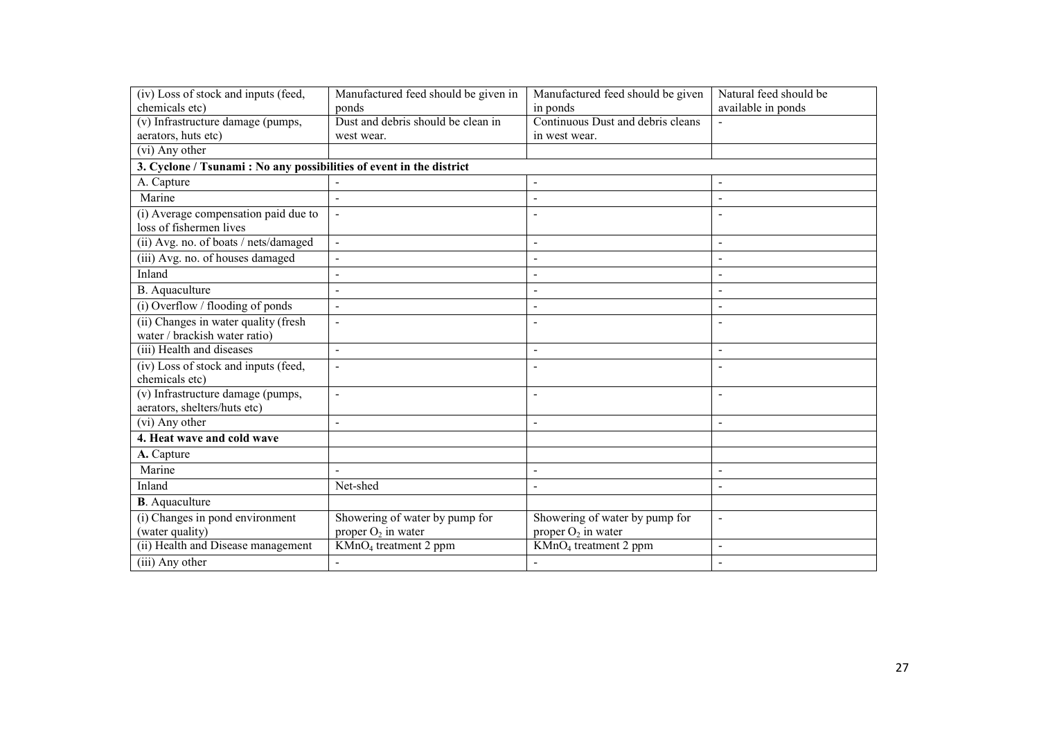| | | | |
|---|---|---|---|
| (iv) Loss of stock and inputs (feed, chemicals etc) | Manufactured feed should be given in ponds | Manufactured feed should be given in ponds | Natural feed should be available in ponds |
| (v) Infrastructure damage (pumps, aerators, huts etc) | Dust and debris should be clean in west wear. | Continuous Dust and debris cleans in west wear. | - |
| (vi) Any other | | | |
| **3. Cyclone / Tsunami : No any possibilities of event in the district** | | | |
| A. Capture | - | - | - |
| Marine | - | - | - |
| (i) Average compensation paid due to loss of fishermen lives | - | - | - |
| (ii) Avg. no. of boats / nets/damaged | - | - | - |
| (iii) Avg. no. of houses damaged | - | - | - |
| Inland | - | - | - |
| B. Aquaculture | - | - | - |
| (i) Overflow / flooding of ponds | - | - | - |
| (ii) Changes in water quality (fresh water / brackish water ratio) | - | - | - |
| (iii) Health and diseases | - | - | - |
| (iv) Loss of stock and inputs (feed, chemicals etc) | - | - | - |
| (v) Infrastructure damage (pumps, aerators, shelters/huts etc) | - | - | - |
| (vi) Any other | - | - | - |
| **4. Heat wave and cold wave** | | | |
| **A.** Capture | | | |
| Marine | - | - | - |
| Inland | Net-shed | - | - |
| **B**. Aquaculture | | | |
| (i) Changes in pond environment (water quality) | Showering of water by pump for proper $O_2$ in water | Showering of water by pump for proper $O_2$ in water | - |
| (ii) Health and Disease management | $KMnO_4$ treatment 2 ppm | $KMnO_4$ treatment 2 ppm | - |
| (iii) Any other | - | - | - |